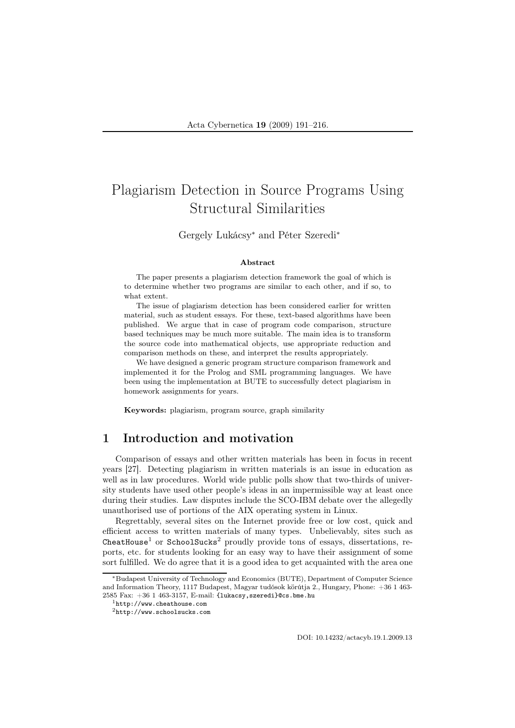# Plagiarism Detection in Source Programs Using Structural Similarities

Gergely Lukácsy* and Péter Szeredi*

**Abstract**

The paper presents a plagiarism detection framework the goal of which is to determine whether two programs are similar to each other, and if so, to what extent.

The issue of plagiarism detection has been considered earlier for written material, such as student essays. For these, text-based algorithms have been published. We argue that in case of program code comparison, structure based techniques may be much more suitable. The main idea is to transform the source code into mathematical objects, use appropriate reduction and comparison methods on these, and interpret the results appropriately.

We have designed a generic program structure comparison framework and implemented it for the Prolog and SML programming languages. We have been using the implementation at BUTE to successfully detect plagiarism in homework assignments for years.

**Keywords:** plagiarism, program source, graph similarity

## 1 Introduction and motivation

Comparison of essays and other written materials has been in focus in recent years [27]. Detecting plagiarism in written materials is an issue in education as well as in law procedures. World wide public polls show that two-thirds of university students have used other people's ideas in an impermissible way at least once during their studies. Law disputes include the SCO-IBM debate over the allegedly unauthorised use of portions of the AIX operating system in Linux.

Regrettably, several sites on the Internet provide free or low cost, quick and efficient access to written materials of many types. Unbelievably, sites such as `CheatHouse`[1] or `SchoolSucks`[2] proudly provide tons of essays, dissertations, reports, etc. for students looking for an easy way to have their assignment of some sort fulfilled. We do agree that it is a good idea to get acquainted with the area one

---

*Budapest University of Technology and Economics (BUTE), Department of Computer Science and Information Theory, 1117 Budapest, Magyar tudósok körútja 2., Hungary, Phone: +36 1 463-2585 Fax: +36 1 463-3157, E-mail: `{lukacsy,szeredi}@cs.bme.hu`

[1] `http://www.cheathouse.com`

[2] `http://www.schoolsucks.com`

DOI: 10.14232/actacyb.19.1.2009.13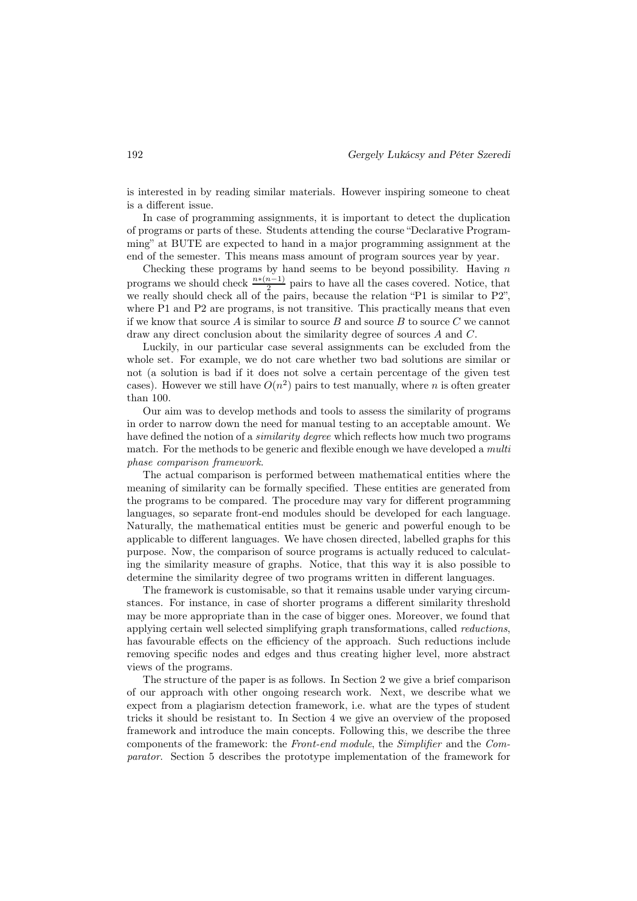is interested in by reading similar materials. However inspiring someone to cheat is a different issue.

In case of programming assignments, it is important to detect the duplication of programs or parts of these. Students attending the course "Declarative Programming" at BUTE are expected to hand in a major programming assignment at the end of the semester. This means mass amount of program sources year by year.

Checking these programs by hand seems to be beyond possibility. Having $n$ programs we should check $\frac{n*(n-1)}{2}$ pairs to have all the cases covered. Notice, that we really should check all of the pairs, because the relation "P1 is similar to P2", where P1 and P2 are programs, is not transitive. This practically means that even if we know that source $A$ is similar to source $B$ and source $B$ to source $C$ we cannot draw any direct conclusion about the similarity degree of sources $A$ and $C$.

Luckily, in our particular case several assignments can be excluded from the whole set. For example, we do not care whether two bad solutions are similar or not (a solution is bad if it does not solve a certain percentage of the given test cases). However we still have $O(n^2)$ pairs to test manually, where $n$ is often greater than 100.

Our aim was to develop methods and tools to assess the similarity of programs in order to narrow down the need for manual testing to an acceptable amount. We have defined the notion of a *similarity degree* which reflects how much two programs match. For the methods to be generic and flexible enough we have developed a *multi phase comparison framework*.

The actual comparison is performed between mathematical entities where the meaning of similarity can be formally specified. These entities are generated from the programs to be compared. The procedure may vary for different programming languages, so separate front-end modules should be developed for each language. Naturally, the mathematical entities must be generic and powerful enough to be applicable to different languages. We have chosen directed, labelled graphs for this purpose. Now, the comparison of source programs is actually reduced to calculating the similarity measure of graphs. Notice, that this way it is also possible to determine the similarity degree of two programs written in different languages.

The framework is customisable, so that it remains usable under varying circumstances. For instance, in case of shorter programs a different similarity threshold may be more appropriate than in the case of bigger ones. Moreover, we found that applying certain well selected simplifying graph transformations, called *reductions*, has favourable effects on the efficiency of the approach. Such reductions include removing specific nodes and edges and thus creating higher level, more abstract views of the programs.

The structure of the paper is as follows. In Section 2 we give a brief comparison of our approach with other ongoing research work. Next, we describe what we expect from a plagiarism detection framework, i.e. what are the types of student tricks it should be resistant to. In Section 4 we give an overview of the proposed framework and introduce the main concepts. Following this, we describe the three components of the framework: the *Front-end module*, the *Simplifier* and the *Comparator*. Section 5 describes the prototype implementation of the framework for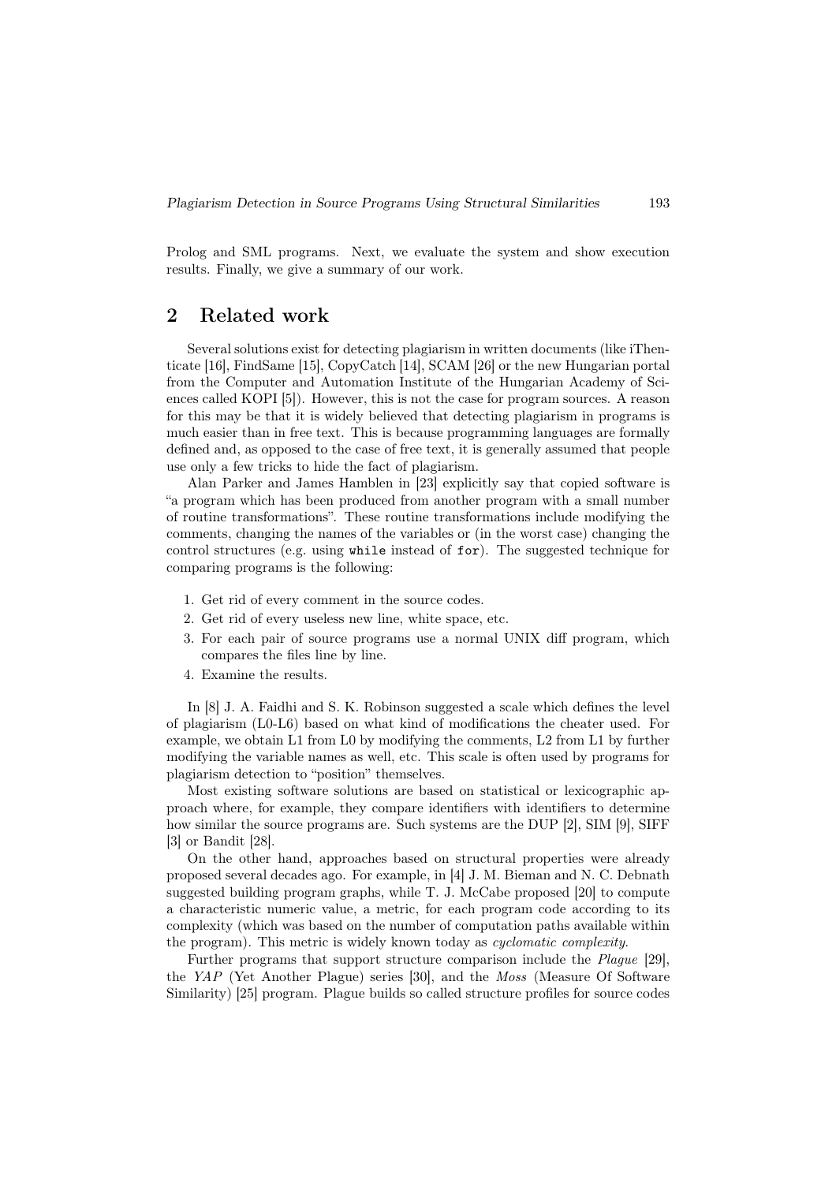Prolog and SML programs. Next, we evaluate the system and show execution results. Finally, we give a summary of our work.

## 2 Related work

Several solutions exist for detecting plagiarism in written documents (like iThenticate [16], FindSame [15], CopyCatch [14], SCAM [26] or the new Hungarian portal from the Computer and Automation Institute of the Hungarian Academy of Sciences called KOPI [5]). However, this is not the case for program sources. A reason for this may be that it is widely believed that detecting plagiarism in programs is much easier than in free text. This is because programming languages are formally defined and, as opposed to the case of free text, it is generally assumed that people use only a few tricks to hide the fact of plagiarism.

Alan Parker and James Hamblen in [23] explicitly say that copied software is "a program which has been produced from another program with a small number of routine transformations". These routine transformations include modifying the comments, changing the names of the variables or (in the worst case) changing the control structures (e.g. using `while` instead of `for`). The suggested technique for comparing programs is the following:

1. Get rid of every comment in the source codes.
2. Get rid of every useless new line, white space, etc.
3. For each pair of source programs use a normal UNIX diff program, which compares the files line by line.
4. Examine the results.

In [8] J. A. Faidhi and S. K. Robinson suggested a scale which defines the level of plagiarism (L0-L6) based on what kind of modifications the cheater used. For example, we obtain L1 from L0 by modifying the comments, L2 from L1 by further modifying the variable names as well, etc. This scale is often used by programs for plagiarism detection to "position" themselves.

Most existing software solutions are based on statistical or lexicographic approach where, for example, they compare identifiers with identifiers to determine how similar the source programs are. Such systems are the DUP [2], SIM [9], SIFF [3] or Bandit [28].

On the other hand, approaches based on structural properties were already proposed several decades ago. For example, in [4] J. M. Bieman and N. C. Debnath suggested building program graphs, while T. J. McCabe proposed [20] to compute a characteristic numeric value, a metric, for each program code according to its complexity (which was based on the number of computation paths available within the program). This metric is widely known today as *cyclomatic complexity*.

Further programs that support structure comparison include the *Plague* [29], the *YAP* (Yet Another Plague) series [30], and the *Moss* (Measure Of Software Similarity) [25] program. Plague builds so called structure profiles for source codes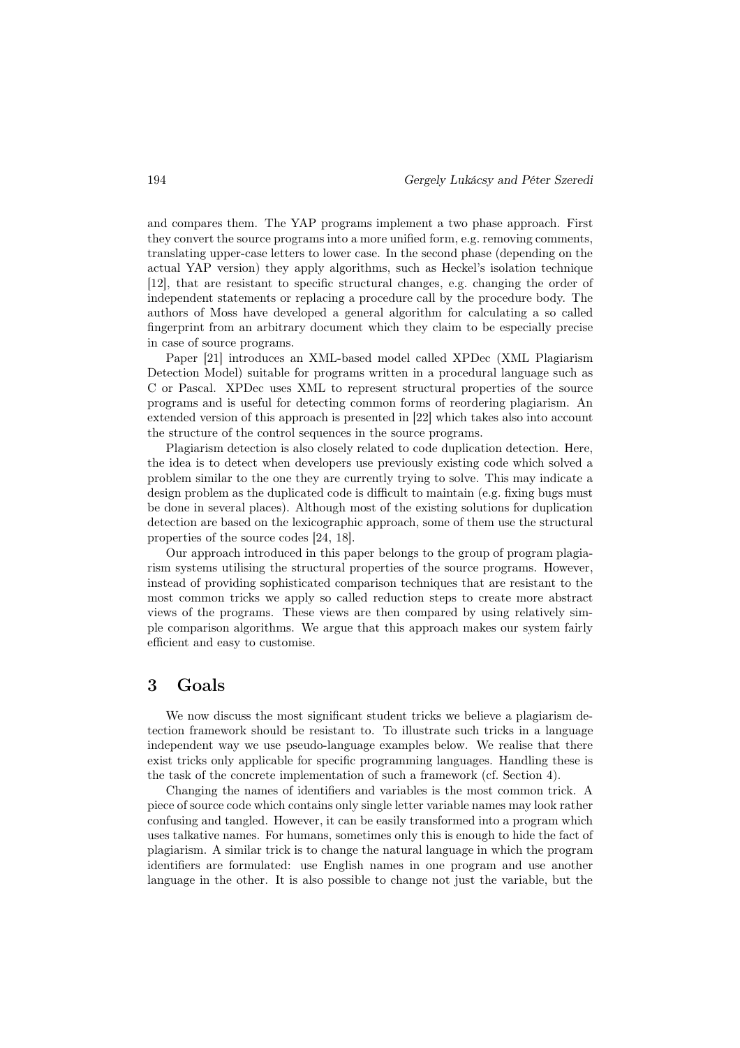and compares them. The YAP programs implement a two phase approach. First they convert the source programs into a more unified form, e.g. removing comments, translating upper-case letters to lower case. In the second phase (depending on the actual YAP version) they apply algorithms, such as Heckel's isolation technique [12], that are resistant to specific structural changes, e.g. changing the order of independent statements or replacing a procedure call by the procedure body. The authors of Moss have developed a general algorithm for calculating a so called fingerprint from an arbitrary document which they claim to be especially precise in case of source programs.

Paper [21] introduces an XML-based model called XPDec (XML Plagiarism Detection Model) suitable for programs written in a procedural language such as C or Pascal. XPDec uses XML to represent structural properties of the source programs and is useful for detecting common forms of reordering plagiarism. An extended version of this approach is presented in [22] which takes also into account the structure of the control sequences in the source programs.

Plagiarism detection is also closely related to code duplication detection. Here, the idea is to detect when developers use previously existing code which solved a problem similar to the one they are currently trying to solve. This may indicate a design problem as the duplicated code is difficult to maintain (e.g. fixing bugs must be done in several places). Although most of the existing solutions for duplication detection are based on the lexicographic approach, some of them use the structural properties of the source codes [24, 18].

Our approach introduced in this paper belongs to the group of program plagiarism systems utilising the structural properties of the source programs. However, instead of providing sophisticated comparison techniques that are resistant to the most common tricks we apply so called reduction steps to create more abstract views of the programs. These views are then compared by using relatively simple comparison algorithms. We argue that this approach makes our system fairly efficient and easy to customise.

# 3 Goals

We now discuss the most significant student tricks we believe a plagiarism detection framework should be resistant to. To illustrate such tricks in a language independent way we use pseudo-language examples below. We realise that there exist tricks only applicable for specific programming languages. Handling these is the task of the concrete implementation of such a framework (cf. Section 4).

Changing the names of identifiers and variables is the most common trick. A piece of source code which contains only single letter variable names may look rather confusing and tangled. However, it can be easily transformed into a program which uses talkative names. For humans, sometimes only this is enough to hide the fact of plagiarism. A similar trick is to change the natural language in which the program identifiers are formulated: use English names in one program and use another language in the other. It is also possible to change not just the variable, but the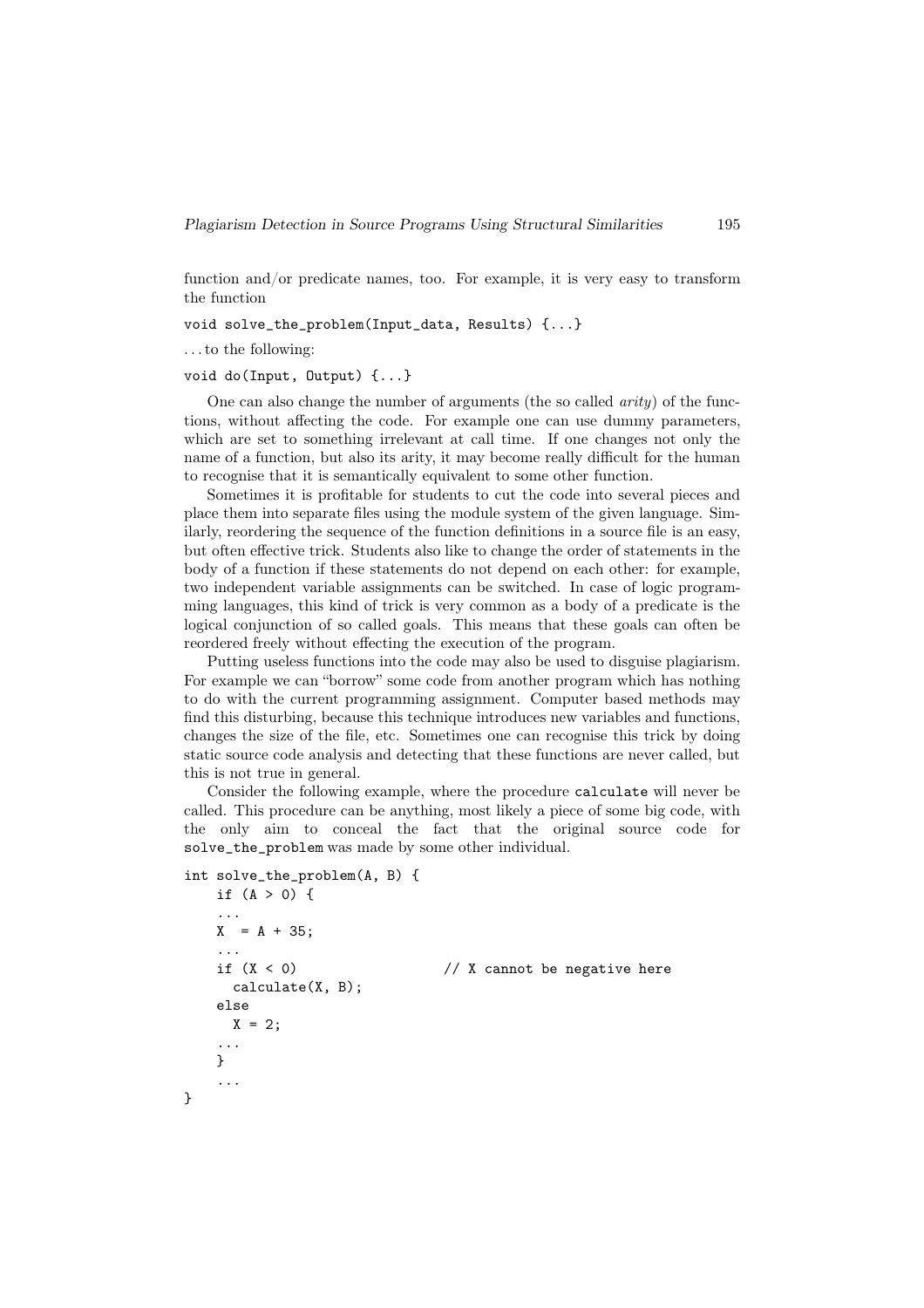function and/or predicate names, too. For example, it is very easy to transform the function

```
void solve_the_problem(Input_data, Results) {...}
```

... to the following:

```
void do(Input, Output) {...}
```

One can also change the number of arguments (the so called *arity*) of the functions, without affecting the code. For example one can use dummy parameters, which are set to something irrelevant at call time. If one changes not only the name of a function, but also its arity, it may become really difficult for the human to recognise that it is semantically equivalent to some other function.

Sometimes it is profitable for students to cut the code into several pieces and place them into separate files using the module system of the given language. Similarly, reordering the sequence of the function definitions in a source file is an easy, but often effective trick. Students also like to change the order of statements in the body of a function if these statements do not depend on each other: for example, two independent variable assignments can be switched. In case of logic programming languages, this kind of trick is very common as a body of a predicate is the logical conjunction of so called goals. This means that these goals can often be reordered freely without effecting the execution of the program.

Putting useless functions into the code may also be used to disguise plagiarism. For example we can "borrow" some code from another program which has nothing to do with the current programming assignment. Computer based methods may find this disturbing, because this technique introduces new variables and functions, changes the size of the file, etc. Sometimes one can recognise this trick by doing static source code analysis and detecting that these functions are never called, but this is not true in general.

Consider the following example, where the procedure `calculate` will never be called. This procedure can be anything, most likely a piece of some big code, with the only aim to conceal the fact that the original source code for `solve_the_problem` was made by some other individual.

```
int solve_the_problem(A, B) {
    if (A > 0) {
    ...
    X  = A + 35;
    ...
    if (X < 0)                  // X cannot be negative here
      calculate(X, B);
    else
      X = 2;
    ...
    }
    ...
}
```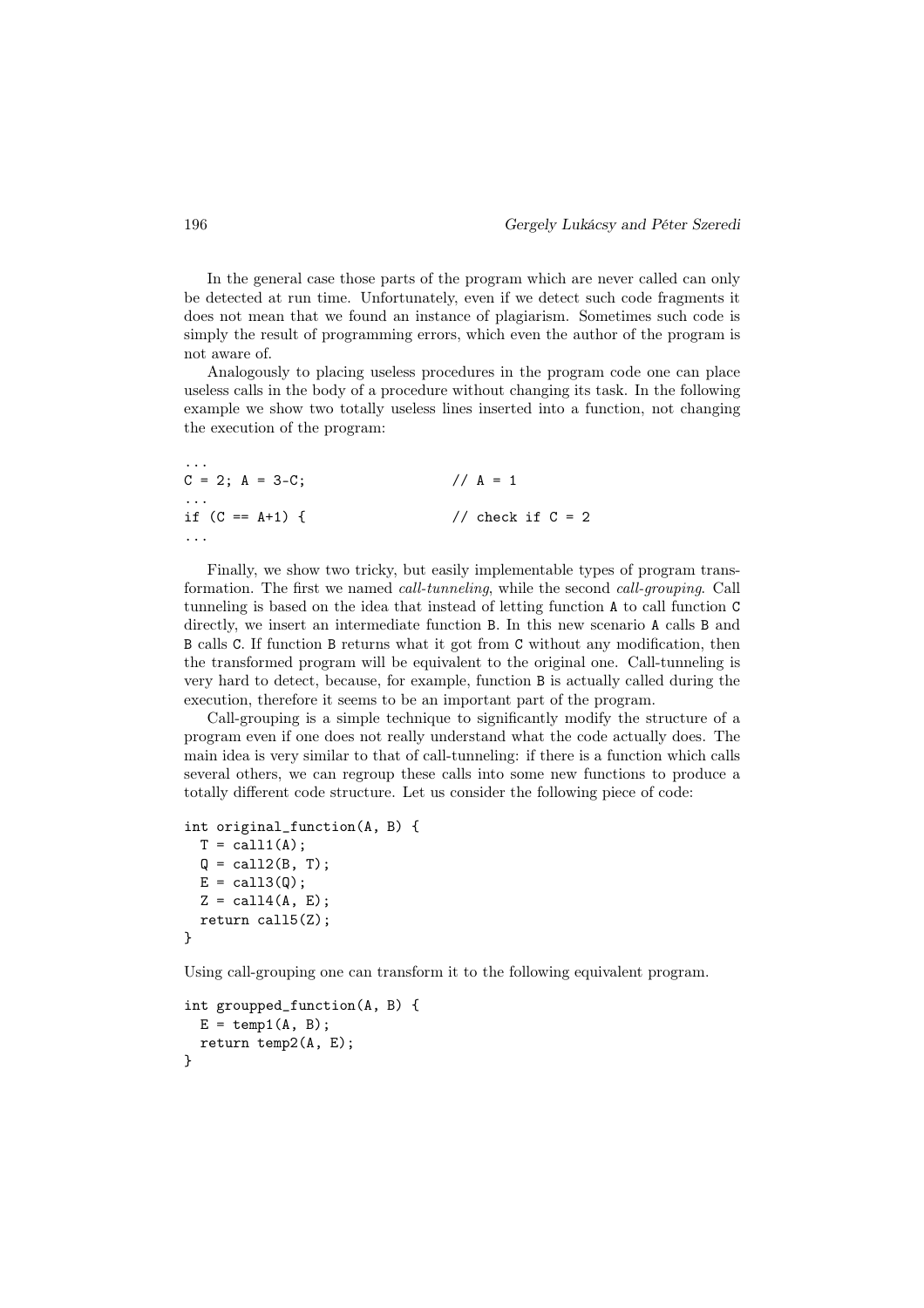In the general case those parts of the program which are never called can only be detected at run time. Unfortunately, even if we detect such code fragments it does not mean that we found an instance of plagiarism. Sometimes such code is simply the result of programming errors, which even the author of the program is not aware of.

Analogously to placing useless procedures in the program code one can place useless calls in the body of a procedure without changing its task. In the following example we show two totally useless lines inserted into a function, not changing the execution of the program:

```
...
C = 2; A = 3-C;                 // A = 1
...
if (C == A+1) {                 // check if C = 2
...
```

Finally, we show two tricky, but easily implementable types of program transformation. The first we named *call-tunneling*, while the second *call-grouping*. Call tunneling is based on the idea that instead of letting function A to call function C directly, we insert an intermediate function B. In this new scenario A calls B and B calls C. If function B returns what it got from C without any modification, then the transformed program will be equivalent to the original one. Call-tunneling is very hard to detect, because, for example, function B is actually called during the execution, therefore it seems to be an important part of the program.

Call-grouping is a simple technique to significantly modify the structure of a program even if one does not really understand what the code actually does. The main idea is very similar to that of call-tunneling: if there is a function which calls several others, we can regroup these calls into some new functions to produce a totally different code structure. Let us consider the following piece of code:

```
int original_function(A, B) {
  T = call1(A);
  Q = call2(B, T);
  E = call3(Q);
  Z = call4(A, E);
  return call5(Z);
}
```

Using call-grouping one can transform it to the following equivalent program.

```
int groupped_function(A, B) {
  E = temp1(A, B);
  return temp2(A, E);
}
```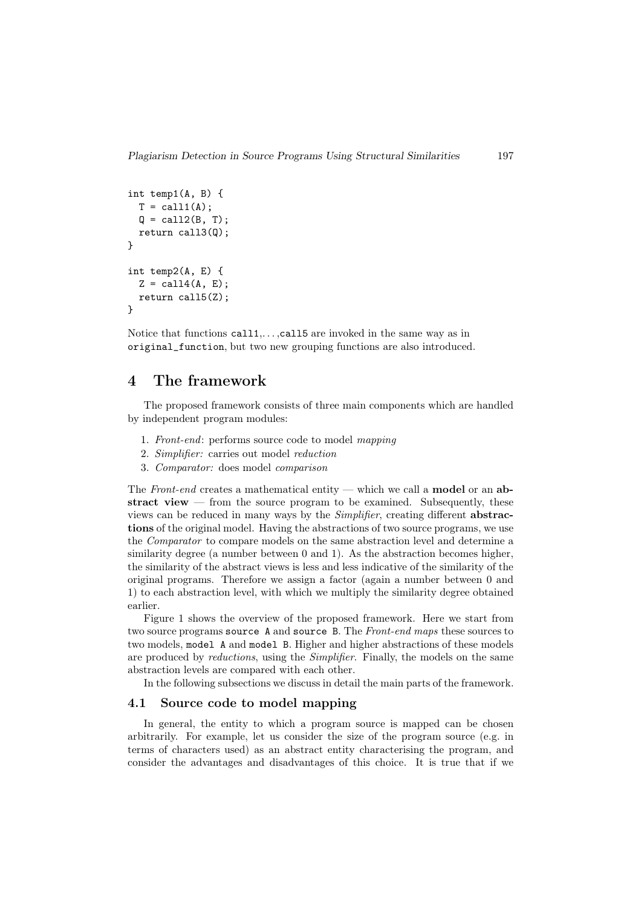```
int temp1(A, B) {
  T = call1(A);
  Q = call2(B, T);
  return call3(Q);
}

int temp2(A, E) {
  Z = call4(A, E);
  return call5(Z);
}
```

Notice that functions `call1`,...,`call5` are invoked in the same way as in `original_function`, but two new grouping functions are also introduced.

# 4 The framework

The proposed framework consists of three main components which are handled by independent program modules:

1. *Front-end*: performs source code to model *mapping*
2. *Simplifier:* carries out model *reduction*
3. *Comparator:* does model *comparison*

The *Front-end* creates a mathematical entity — which we call a **model** or an **abstract view** — from the source program to be examined. Subsequently, these views can be reduced in many ways by the *Simplifier*, creating different **abstractions** of the original model. Having the abstractions of two source programs, we use the *Comparator* to compare models on the same abstraction level and determine a similarity degree (a number between 0 and 1). As the abstraction becomes higher, the similarity of the abstract views is less and less indicative of the similarity of the original programs. Therefore we assign a factor (again a number between 0 and 1) to each abstraction level, with which we multiply the similarity degree obtained earlier.

Figure 1 shows the overview of the proposed framework. Here we start from two source programs `source A` and `source B`. The *Front-end maps* these sources to two models, `model A` and `model B`. Higher and higher abstractions of these models are produced by *reductions*, using the *Simplifier*. Finally, the models on the same abstraction levels are compared with each other.

In the following subsections we discuss in detail the main parts of the framework.

## 4.1 Source code to model mapping

In general, the entity to which a program source is mapped can be chosen arbitrarily. For example, let us consider the size of the program source (e.g. in terms of characters used) as an abstract entity characterising the program, and consider the advantages and disadvantages of this choice. It is true that if we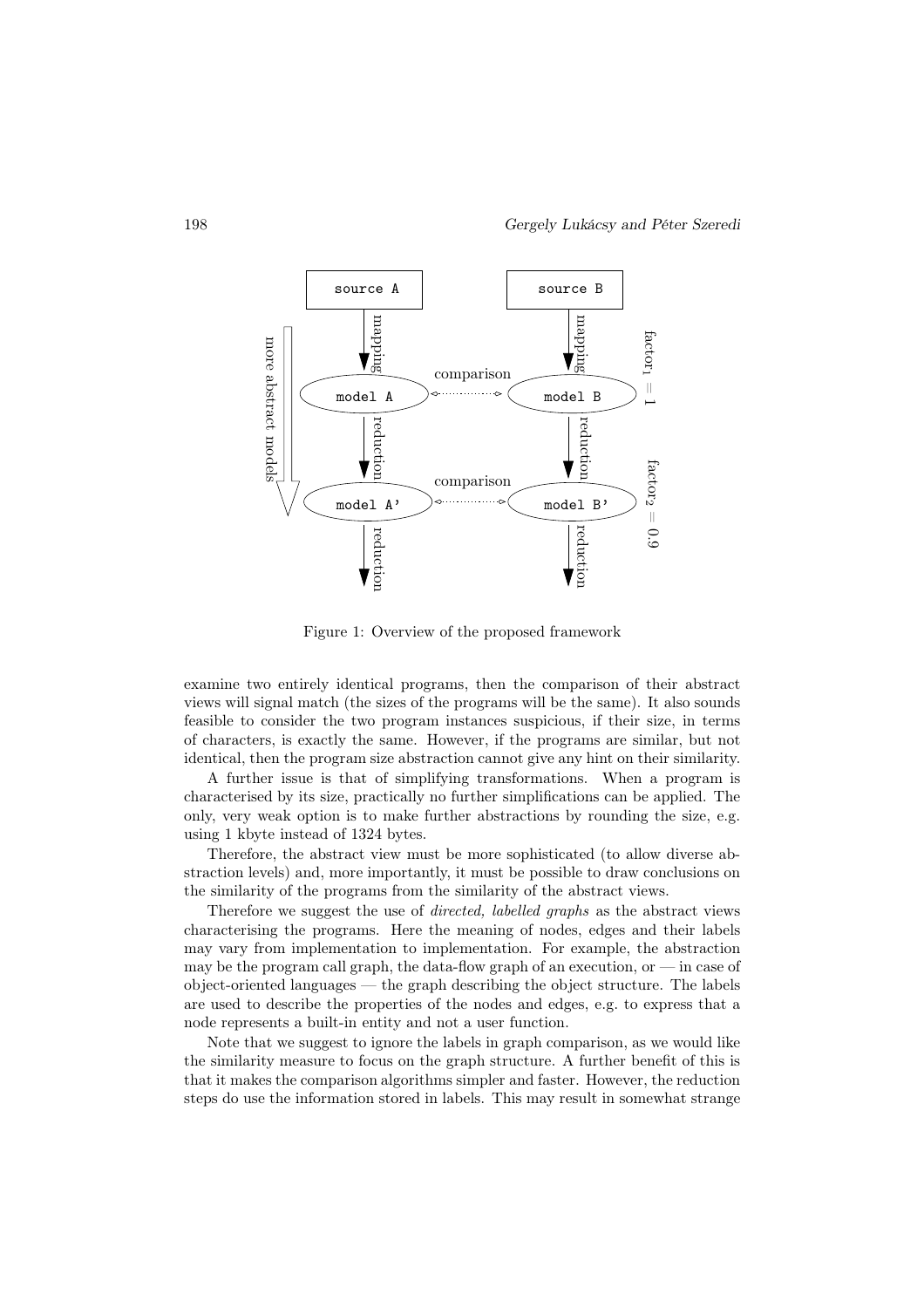source A

source B

mapping

mapping

more abstract models

comparison

factor$_1$ = 1

model A

model B

reduction

reduction

comparison

factor$_2$ = 0.9

model A'

model B'

reduction

reduction

Figure 1: Overview of the proposed framework

examine two entirely identical programs, then the comparison of their abstract views will signal match (the sizes of the programs will be the same). It also sounds feasible to consider the two program instances suspicious, if their size, in terms of characters, is exactly the same. However, if the programs are similar, but not identical, then the program size abstraction cannot give any hint on their similarity.

A further issue is that of simplifying transformations. When a program is characterised by its size, practically no further simplifications can be applied. The only, very weak option is to make further abstractions by rounding the size, e.g. using 1 kbyte instead of 1324 bytes.

Therefore, the abstract view must be more sophisticated (to allow diverse abstraction levels) and, more importantly, it must be possible to draw conclusions on the similarity of the programs from the similarity of the abstract views.

Therefore we suggest the use of *directed, labelled graphs* as the abstract views characterising the programs. Here the meaning of nodes, edges and their labels may vary from implementation to implementation. For example, the abstraction may be the program call graph, the data-flow graph of an execution, or — in case of object-oriented languages — the graph describing the object structure. The labels are used to describe the properties of the nodes and edges, e.g. to express that a node represents a built-in entity and not a user function.

Note that we suggest to ignore the labels in graph comparison, as we would like the similarity measure to focus on the graph structure. A further benefit of this is that it makes the comparison algorithms simpler and faster. However, the reduction steps do use the information stored in labels. This may result in somewhat strange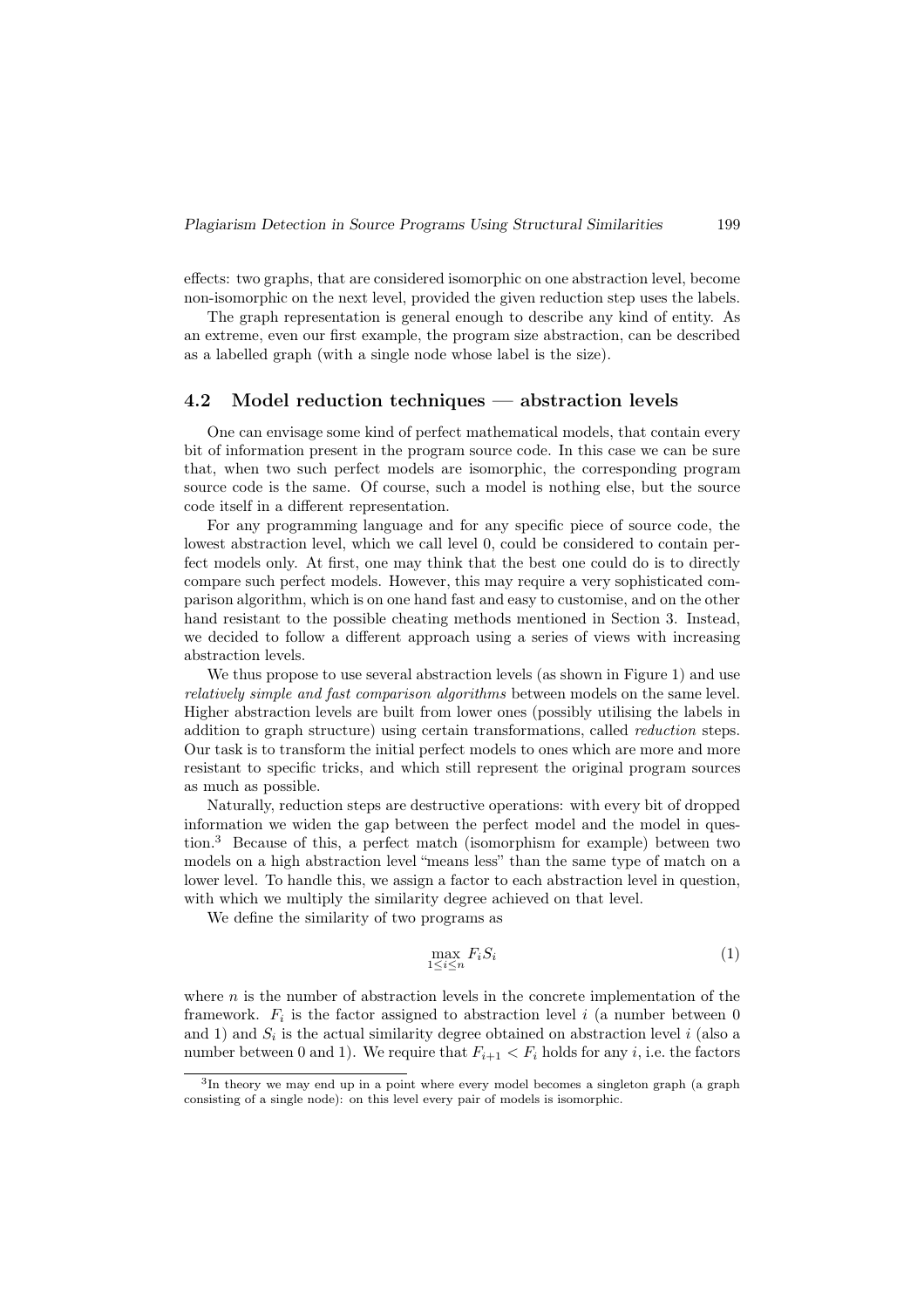effects: two graphs, that are considered isomorphic on one abstraction level, become non-isomorphic on the next level, provided the given reduction step uses the labels.

The graph representation is general enough to describe any kind of entity. As an extreme, even our first example, the program size abstraction, can be described as a labelled graph (with a single node whose label is the size).

## 4.2 Model reduction techniques — abstraction levels

One can envisage some kind of perfect mathematical models, that contain every bit of information present in the program source code. In this case we can be sure that, when two such perfect models are isomorphic, the corresponding program source code is the same. Of course, such a model is nothing else, but the source code itself in a different representation.

For any programming language and for any specific piece of source code, the lowest abstraction level, which we call level 0, could be considered to contain perfect models only. At first, one may think that the best one could do is to directly compare such perfect models. However, this may require a very sophisticated comparison algorithm, which is on one hand fast and easy to customise, and on the other hand resistant to the possible cheating methods mentioned in Section 3. Instead, we decided to follow a different approach using a series of views with increasing abstraction levels.

We thus propose to use several abstraction levels (as shown in Figure 1) and use *relatively simple and fast comparison algorithms* between models on the same level. Higher abstraction levels are built from lower ones (possibly utilising the labels in addition to graph structure) using certain transformations, called *reduction* steps. Our task is to transform the initial perfect models to ones which are more and more resistant to specific tricks, and which still represent the original program sources as much as possible.

Naturally, reduction steps are destructive operations: with every bit of dropped information we widen the gap between the perfect model and the model in question.[3] Because of this, a perfect match (isomorphism for example) between two models on a high abstraction level "means less" than the same type of match on a lower level. To handle this, we assign a factor to each abstraction level in question, with which we multiply the similarity degree achieved on that level.

We define the similarity of two programs as

$$\max_{1 \le i \le n} F_i S_i \tag{1}$$

where $n$ is the number of abstraction levels in the concrete implementation of the framework. $F_i$ is the factor assigned to abstraction level $i$ (a number between 0 and 1) and $S_i$ is the actual similarity degree obtained on abstraction level $i$ (also a number between 0 and 1). We require that $F_{i+1} < F_i$ holds for any $i$, i.e. the factors

[3] In theory we may end up in a point where every model becomes a singleton graph (a graph consisting of a single node): on this level every pair of models is isomorphic.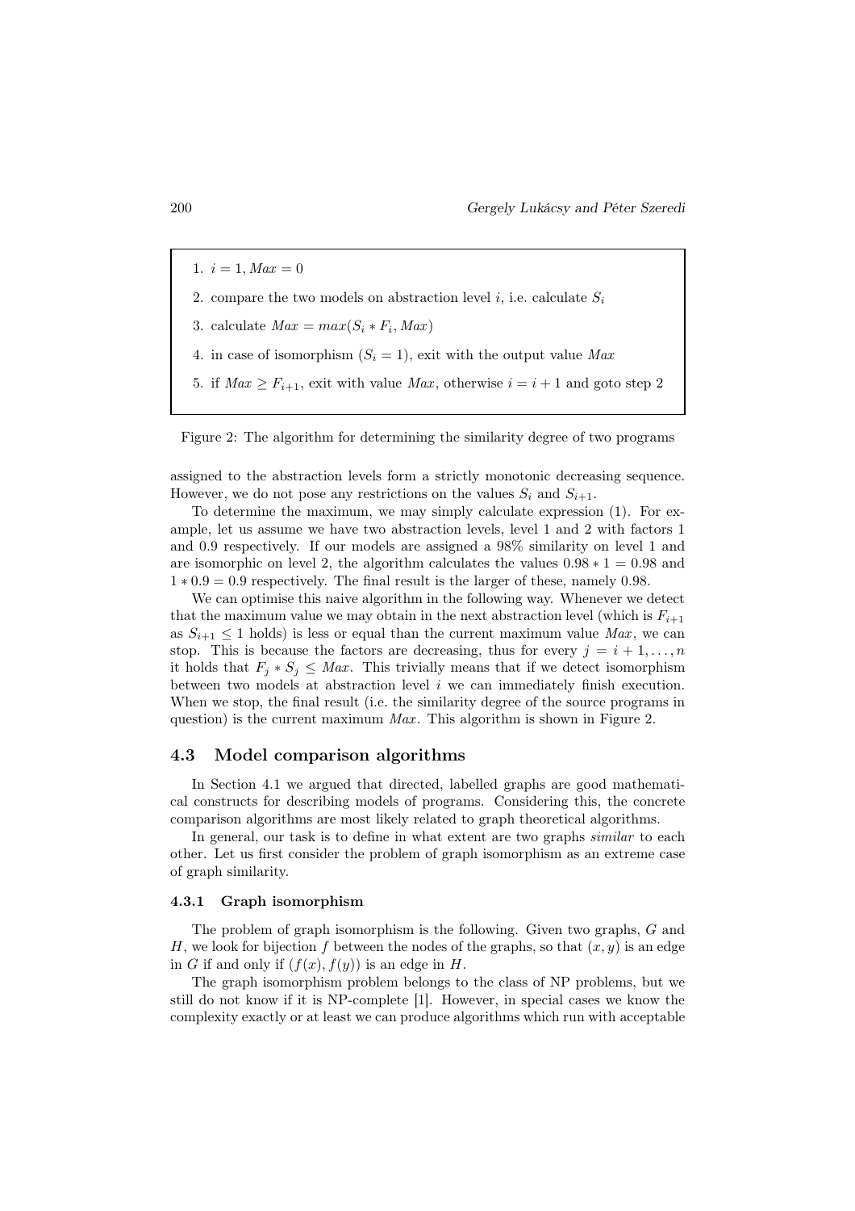1. $i = 1, Max = 0$
2. compare the two models on abstraction level $i$, i.e. calculate $S_i$
3. calculate $Max = max(S_i * F_i, Max)$
4. in case of isomorphism ($S_i = 1$), exit with the output value $Max$
5. if $Max \geq F_{i+1}$, exit with value $Max$, otherwise $i = i + 1$ and goto step 2

Figure 2: The algorithm for determining the similarity degree of two programs

assigned to the abstraction levels form a strictly monotonic decreasing sequence. However, we do not pose any restrictions on the values $S_i$ and $S_{i+1}$.

To determine the maximum, we may simply calculate expression (1). For example, let us assume we have two abstraction levels, level 1 and 2 with factors 1 and 0.9 respectively. If our models are assigned a 98% similarity on level 1 and are isomorphic on level 2, the algorithm calculates the values $0.98 * 1 = 0.98$ and $1 * 0.9 = 0.9$ respectively. The final result is the larger of these, namely 0.98.

We can optimise this naive algorithm in the following way. Whenever we detect that the maximum value we may obtain in the next abstraction level (which is $F_{i+1}$ as $S_{i+1} \leq 1$ holds) is less or equal than the current maximum value $Max$, we can stop. This is because the factors are decreasing, thus for every $j = i + 1, \ldots, n$ it holds that $F_j * S_j \leq Max$. This trivially means that if we detect isomorphism between two models at abstraction level $i$ we can immediately finish execution. When we stop, the final result (i.e. the similarity degree of the source programs in question) is the current maximum $Max$. This algorithm is shown in Figure 2.

## 4.3 Model comparison algorithms

In Section 4.1 we argued that directed, labelled graphs are good mathematical constructs for describing models of programs. Considering this, the concrete comparison algorithms are most likely related to graph theoretical algorithms.

In general, our task is to define in what extent are two graphs *similar* to each other. Let us first consider the problem of graph isomorphism as an extreme case of graph similarity.

### 4.3.1 Graph isomorphism

The problem of graph isomorphism is the following. Given two graphs, $G$ and $H$, we look for bijection $f$ between the nodes of the graphs, so that $(x, y)$ is an edge in $G$ if and only if $(f(x), f(y))$ is an edge in $H$.

The graph isomorphism problem belongs to the class of NP problems, but we still do not know if it is NP-complete [1]. However, in special cases we know the complexity exactly or at least we can produce algorithms which run with acceptable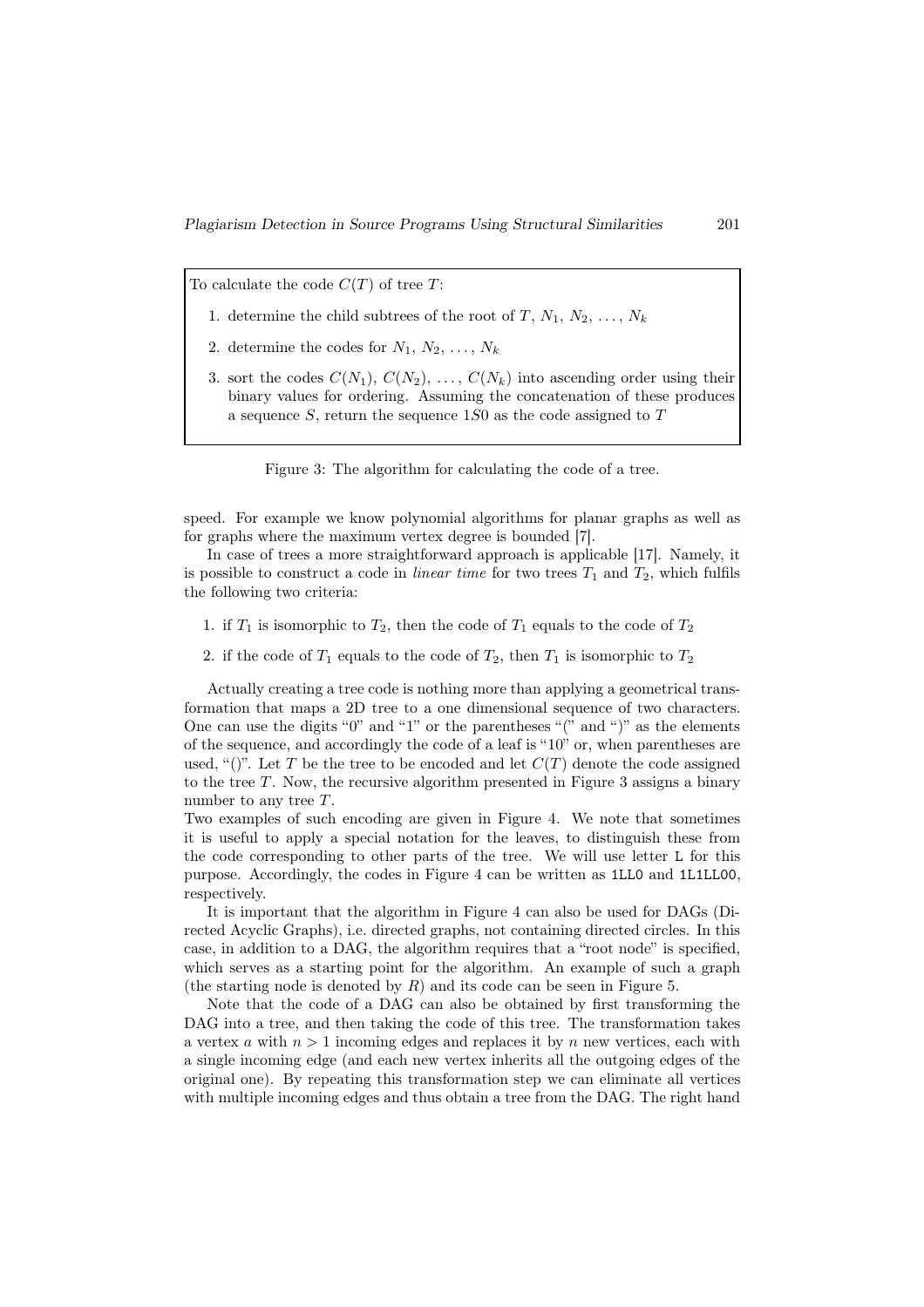To calculate the code $C(T)$ of tree $T$:

1. determine the child subtrees of the root of $T$, $N_1$, $N_2$, ..., $N_k$
2. determine the codes for $N_1$, $N_2$, ..., $N_k$
3. sort the codes $C(N_1)$, $C(N_2)$, ..., $C(N_k)$ into ascending order using their binary values for ordering. Assuming the concatenation of these produces a sequence $S$, return the sequence $1S0$ as the code assigned to $T$

Figure 3: The algorithm for calculating the code of a tree.

speed. For example we know polynomial algorithms for planar graphs as well as for graphs where the maximum vertex degree is bounded [7].

In case of trees a more straightforward approach is applicable [17]. Namely, it is possible to construct a code in *linear time* for two trees $T_1$ and $T_2$, which fulfils the following two criteria:

1. if $T_1$ is isomorphic to $T_2$, then the code of $T_1$ equals to the code of $T_2$
2. if the code of $T_1$ equals to the code of $T_2$, then $T_1$ is isomorphic to $T_2$

Actually creating a tree code is nothing more than applying a geometrical transformation that maps a 2D tree to a one dimensional sequence of two characters. One can use the digits "0" and "1" or the parentheses "(" and ")" as the elements of the sequence, and accordingly the code of a leaf is "10" or, when parentheses are used, "()". Let $T$ be the tree to be encoded and let $C(T)$ denote the code assigned to the tree $T$. Now, the recursive algorithm presented in Figure 3 assigns a binary number to any tree $T$.

Two examples of such encoding are given in Figure 4. We note that sometimes it is useful to apply a special notation for the leaves, to distinguish these from the code corresponding to other parts of the tree. We will use letter `L` for this purpose. Accordingly, the codes in Figure 4 can be written as `1LL0` and `1L1LL00`, respectively.

It is important that the algorithm in Figure 4 can also be used for DAGs (Directed Acyclic Graphs), i.e. directed graphs, not containing directed circles. In this case, in addition to a DAG, the algorithm requires that a "root node" is specified, which serves as a starting point for the algorithm. An example of such a graph (the starting node is denoted by $R$) and its code can be seen in Figure 5.

Note that the code of a DAG can also be obtained by first transforming the DAG into a tree, and then taking the code of this tree. The transformation takes a vertex $a$ with $n > 1$ incoming edges and replaces it by $n$ new vertices, each with a single incoming edge (and each new vertex inherits all the outgoing edges of the original one). By repeating this transformation step we can eliminate all vertices with multiple incoming edges and thus obtain a tree from the DAG. The right hand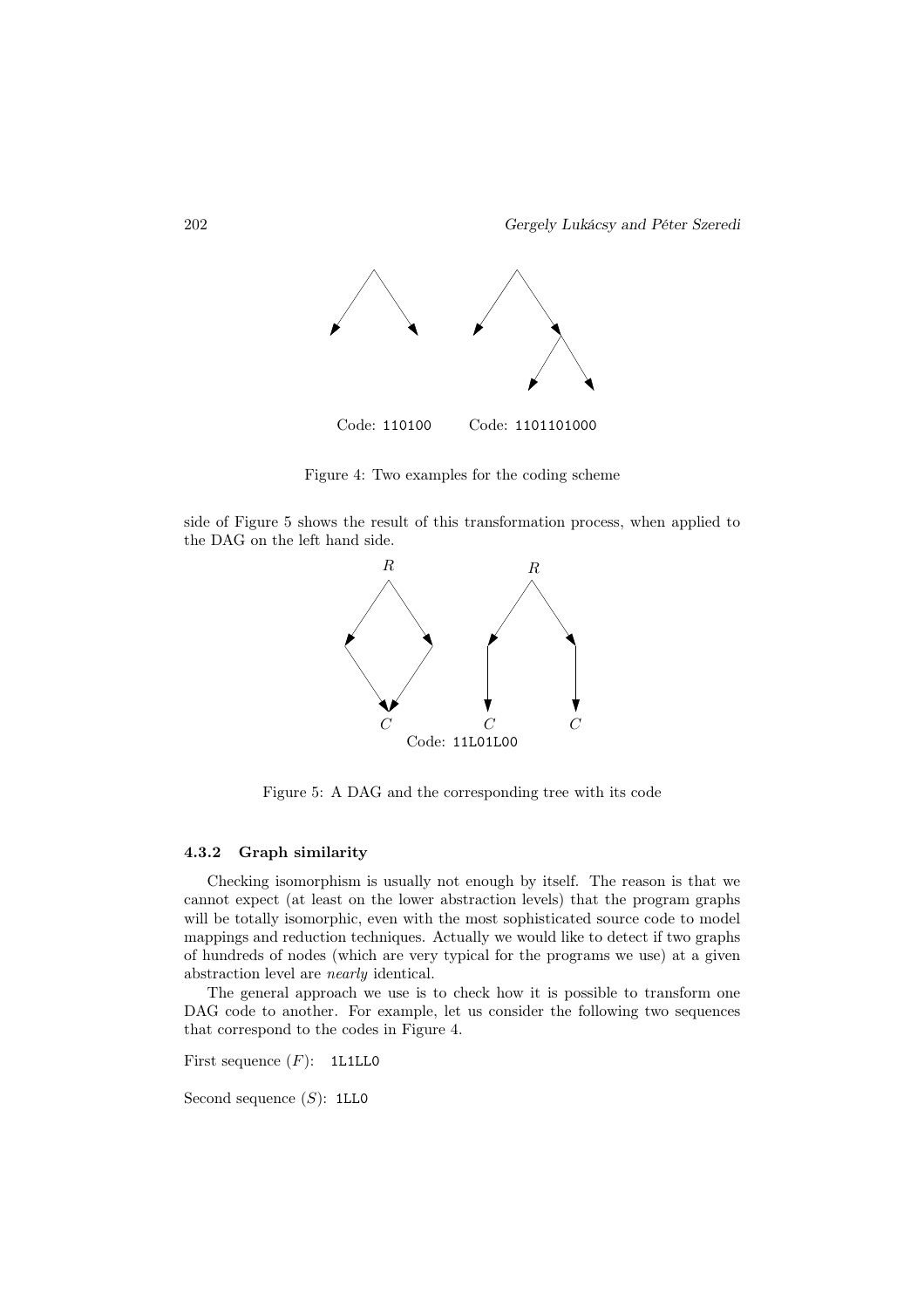Code: 110100 Code: 1101101000

Figure 4: Two examples for the coding scheme

side of Figure 5 shows the result of this transformation process, when applied to the DAG on the left hand side.

$R$ $R$

$C$ $C$ $C$

Code: 11L01L00

Figure 5: A DAG and the corresponding tree with its code

### 4.3.2 Graph similarity

Checking isomorphism is usually not enough by itself. The reason is that we cannot expect (at least on the lower abstraction levels) that the program graphs will be totally isomorphic, even with the most sophisticated source code to model mappings and reduction techniques. Actually we would like to detect if two graphs of hundreds of nodes (which are very typical for the programs we use) at a given abstraction level are *nearly* identical.

The general approach we use is to check how it is possible to transform one DAG code to another. For example, let us consider the following two sequences that correspond to the codes in Figure 4.

First sequence ($F$): `1L1LL0`

Second sequence ($S$): `1LL0`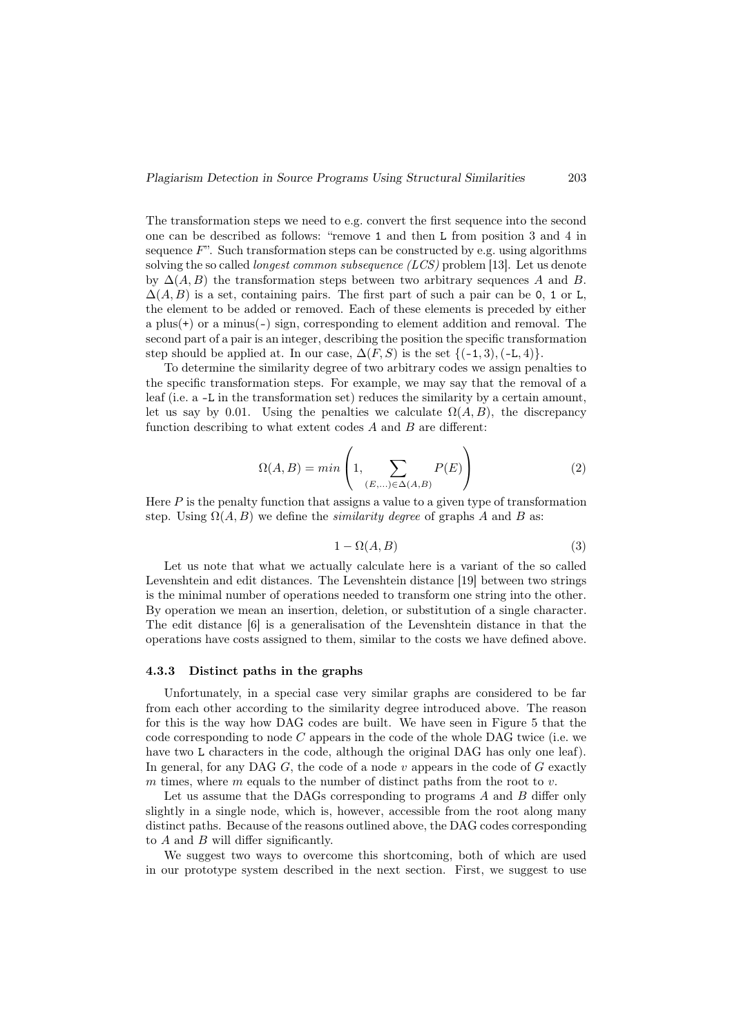The transformation steps we need to e.g. convert the first sequence into the second one can be described as follows: "remove `1` and then `L` from position 3 and 4 in sequence $F$". Such transformation steps can be constructed by e.g. using algorithms solving the so called *longest common subsequence (LCS)* problem [13]. Let us denote by $\Delta(A, B)$ the transformation steps between two arbitrary sequences $A$ and $B$. $\Delta(A, B)$ is a set, containing pairs. The first part of such a pair can be `0`, `1` or `L`, the element to be added or removed. Each of these elements is preceded by either a plus(`+`) or a minus(`-`) sign, corresponding to element addition and removal. The second part of a pair is an integer, describing the position the specific transformation step should be applied at. In our case, $\Delta(F, S)$ is the set $\{(\texttt{-1}, 3), (\texttt{-L}, 4)\}$.

To determine the similarity degree of two arbitrary codes we assign penalties to the specific transformation steps. For example, we may say that the removal of a leaf (i.e. a `-L` in the transformation set) reduces the similarity by a certain amount, let us say by 0.01. Using the penalties we calculate $\Omega(A, B)$, the discrepancy function describing to what extent codes $A$ and $B$ are different:

$$\Omega(A, B) = min\left(1, \sum_{(E,\ldots)\in\Delta(A,B)} P(E)\right) \tag{2}$$

Here $P$ is the penalty function that assigns a value to a given type of transformation step. Using $\Omega(A, B)$ we define the *similarity degree* of graphs $A$ and $B$ as:

$$1 - \Omega(A, B) \tag{3}$$

Let us note that what we actually calculate here is a variant of the so called Levenshtein and edit distances. The Levenshtein distance [19] between two strings is the minimal number of operations needed to transform one string into the other. By operation we mean an insertion, deletion, or substitution of a single character. The edit distance [6] is a generalisation of the Levenshtein distance in that the operations have costs assigned to them, similar to the costs we have defined above.

#### 4.3.3 Distinct paths in the graphs

Unfortunately, in a special case very similar graphs are considered to be far from each other according to the similarity degree introduced above. The reason for this is the way how DAG codes are built. We have seen in Figure 5 that the code corresponding to node $C$ appears in the code of the whole DAG twice (i.e. we have two `L` characters in the code, although the original DAG has only one leaf). In general, for any DAG $G$, the code of a node $v$ appears in the code of $G$ exactly $m$ times, where $m$ equals to the number of distinct paths from the root to $v$.

Let us assume that the DAGs corresponding to programs $A$ and $B$ differ only slightly in a single node, which is, however, accessible from the root along many distinct paths. Because of the reasons outlined above, the DAG codes corresponding to $A$ and $B$ will differ significantly.

We suggest two ways to overcome this shortcoming, both of which are used in our prototype system described in the next section. First, we suggest to use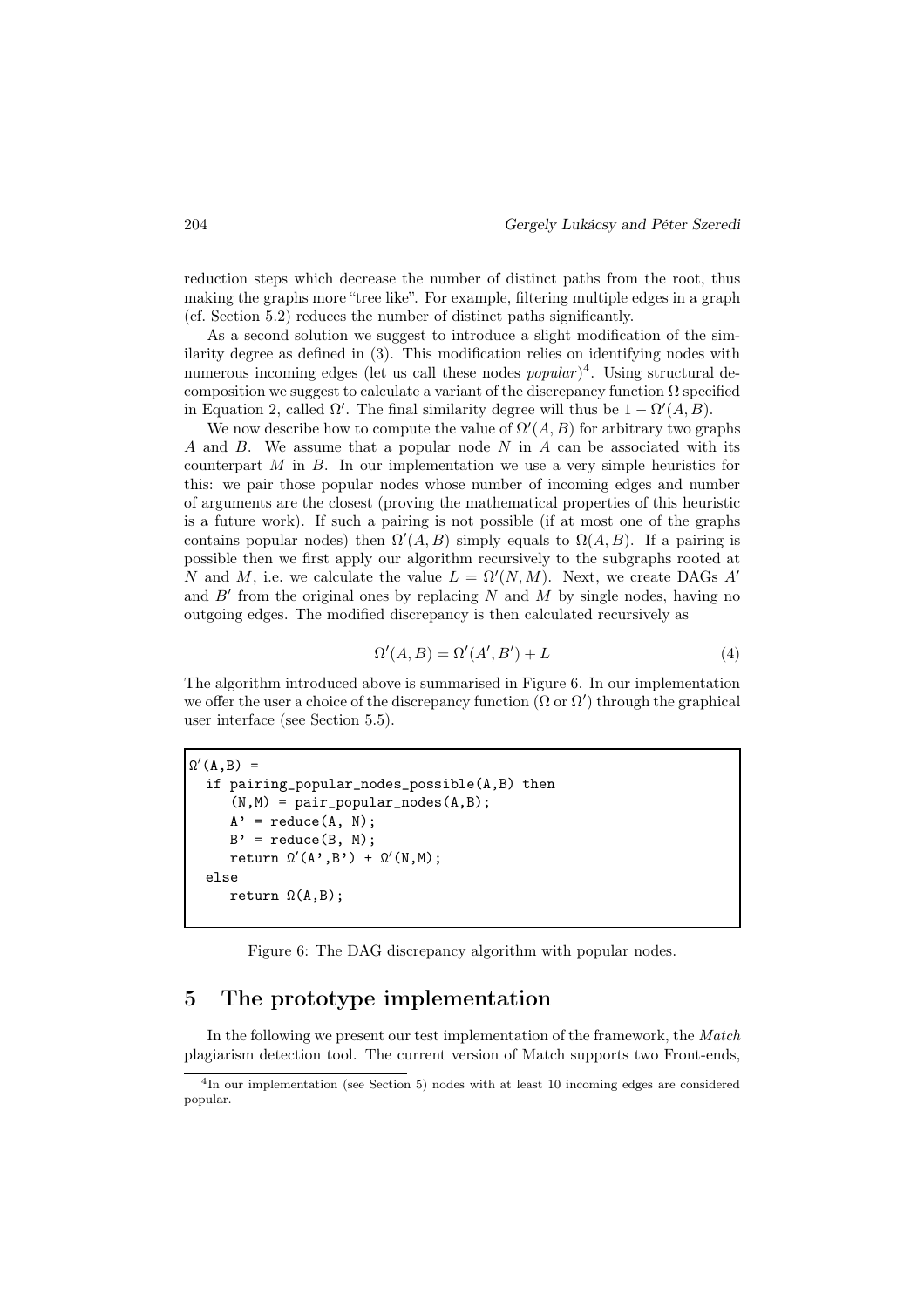reduction steps which decrease the number of distinct paths from the root, thus making the graphs more "tree like". For example, filtering multiple edges in a graph (cf. Section 5.2) reduces the number of distinct paths significantly.

As a second solution we suggest to introduce a slight modification of the similarity degree as defined in (3). This modification relies on identifying nodes with numerous incoming edges (let us call these nodes *popular*)[4]. Using structural decomposition we suggest to calculate a variant of the discrepancy function $\Omega$ specified in Equation 2, called $\Omega'$. The final similarity degree will thus be $1 - \Omega'(A, B)$.

We now describe how to compute the value of $\Omega'(A, B)$ for arbitrary two graphs $A$ and $B$. We assume that a popular node $N$ in $A$ can be associated with its counterpart $M$ in $B$. In our implementation we use a very simple heuristics for this: we pair those popular nodes whose number of incoming edges and number of arguments are the closest (proving the mathematical properties of this heuristic is a future work). If such a pairing is not possible (if at most one of the graphs contains popular nodes) then $\Omega'(A, B)$ simply equals to $\Omega(A, B)$. If a pairing is possible then we first apply our algorithm recursively to the subgraphs rooted at $N$ and $M$, i.e. we calculate the value $L = \Omega'(N, M)$. Next, we create DAGs $A'$ and $B'$ from the original ones by replacing $N$ and $M$ by single nodes, having no outgoing edges. The modified discrepancy is then calculated recursively as

$$\Omega'(A, B) = \Omega'(A', B') + L \tag{4}$$

The algorithm introduced above is summarised in Figure 6. In our implementation we offer the user a choice of the discrepancy function ($\Omega$ or $\Omega'$) through the graphical user interface (see Section 5.5).

```
Ω'(A,B) =
  if pairing_popular_nodes_possible(A,B) then
     (N,M) = pair_popular_nodes(A,B);
     A' = reduce(A, N);
     B' = reduce(B, M);
     return Ω'(A',B') + Ω'(N,M);
  else
     return Ω(A,B);
```

Figure 6: The DAG discrepancy algorithm with popular nodes.

## 5 The prototype implementation

In the following we present our test implementation of the framework, the *Match* plagiarism detection tool. The current version of Match supports two Front-ends,

[4]In our implementation (see Section 5) nodes with at least 10 incoming edges are considered popular.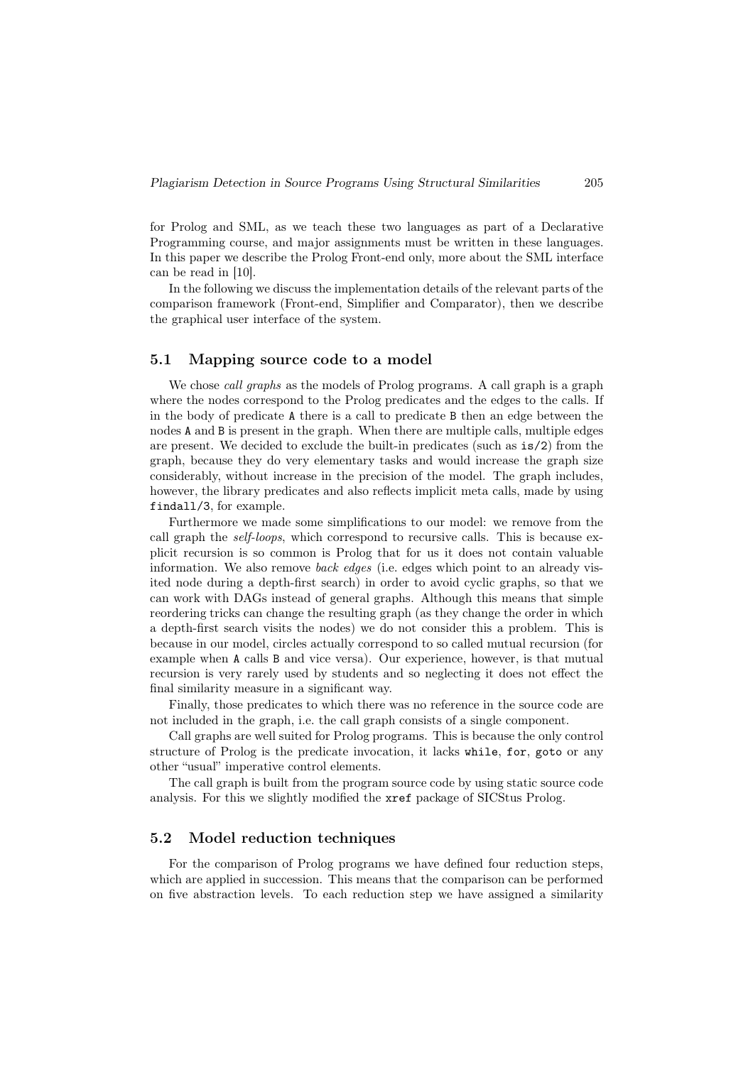for Prolog and SML, as we teach these two languages as part of a Declarative Programming course, and major assignments must be written in these languages. In this paper we describe the Prolog Front-end only, more about the SML interface can be read in [10].

In the following we discuss the implementation details of the relevant parts of the comparison framework (Front-end, Simplifier and Comparator), then we describe the graphical user interface of the system.

### 5.1 Mapping source code to a model

We chose *call graphs* as the models of Prolog programs. A call graph is a graph where the nodes correspond to the Prolog predicates and the edges to the calls. If in the body of predicate `A` there is a call to predicate `B` then an edge between the nodes `A` and `B` is present in the graph. When there are multiple calls, multiple edges are present. We decided to exclude the built-in predicates (such as `is/2`) from the graph, because they do very elementary tasks and would increase the graph size considerably, without increase in the precision of the model. The graph includes, however, the library predicates and also reflects implicit meta calls, made by using `findall/3`, for example.

Furthermore we made some simplifications to our model: we remove from the call graph the *self-loops*, which correspond to recursive calls. This is because explicit recursion is so common is Prolog that for us it does not contain valuable information. We also remove *back edges* (i.e. edges which point to an already visited node during a depth-first search) in order to avoid cyclic graphs, so that we can work with DAGs instead of general graphs. Although this means that simple reordering tricks can change the resulting graph (as they change the order in which a depth-first search visits the nodes) we do not consider this a problem. This is because in our model, circles actually correspond to so called mutual recursion (for example when `A` calls `B` and vice versa). Our experience, however, is that mutual recursion is very rarely used by students and so neglecting it does not effect the final similarity measure in a significant way.

Finally, those predicates to which there was no reference in the source code are not included in the graph, i.e. the call graph consists of a single component.

Call graphs are well suited for Prolog programs. This is because the only control structure of Prolog is the predicate invocation, it lacks `while`, `for`, `goto` or any other "usual" imperative control elements.

The call graph is built from the program source code by using static source code analysis. For this we slightly modified the `xref` package of SICStus Prolog.

### 5.2 Model reduction techniques

For the comparison of Prolog programs we have defined four reduction steps, which are applied in succession. This means that the comparison can be performed on five abstraction levels. To each reduction step we have assigned a similarity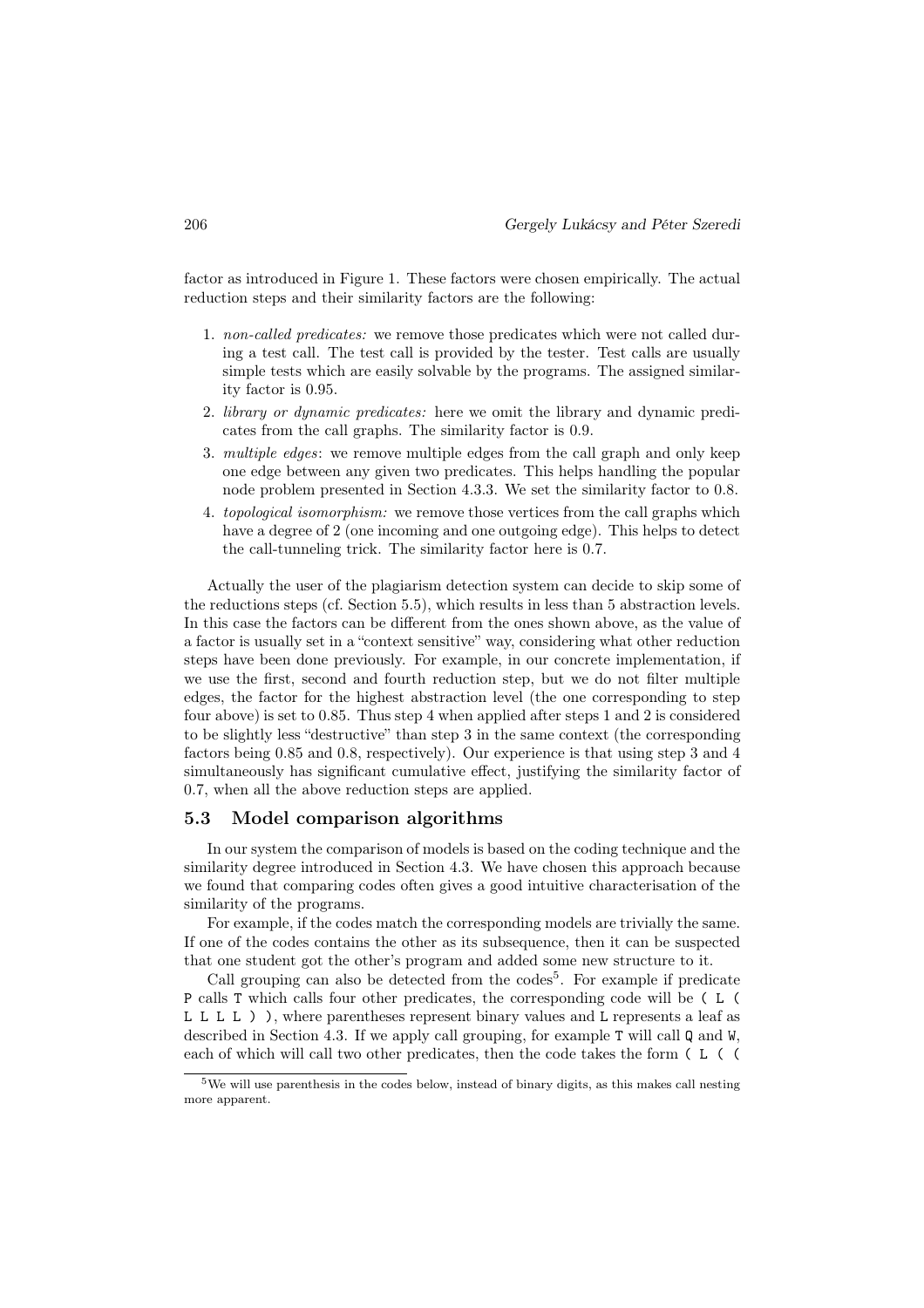factor as introduced in Figure 1. These factors were chosen empirically. The actual reduction steps and their similarity factors are the following:

1. *non-called predicates:* we remove those predicates which were not called during a test call. The test call is provided by the tester. Test calls are usually simple tests which are easily solvable by the programs. The assigned similarity factor is 0.95.
2. *library or dynamic predicates:* here we omit the library and dynamic predicates from the call graphs. The similarity factor is 0.9.
3. *multiple edges*: we remove multiple edges from the call graph and only keep one edge between any given two predicates. This helps handling the popular node problem presented in Section 4.3.3. We set the similarity factor to 0.8.
4. *topological isomorphism:* we remove those vertices from the call graphs which have a degree of 2 (one incoming and one outgoing edge). This helps to detect the call-tunneling trick. The similarity factor here is 0.7.

Actually the user of the plagiarism detection system can decide to skip some of the reductions steps (cf. Section 5.5), which results in less than 5 abstraction levels. In this case the factors can be different from the ones shown above, as the value of a factor is usually set in a "context sensitive" way, considering what other reduction steps have been done previously. For example, in our concrete implementation, if we use the first, second and fourth reduction step, but we do not filter multiple edges, the factor for the highest abstraction level (the one corresponding to step four above) is set to 0.85. Thus step 4 when applied after steps 1 and 2 is considered to be slightly less "destructive" than step 3 in the same context (the corresponding factors being 0.85 and 0.8, respectively). Our experience is that using step 3 and 4 simultaneously has significant cumulative effect, justifying the similarity factor of 0.7, when all the above reduction steps are applied.

### 5.3 Model comparison algorithms

In our system the comparison of models is based on the coding technique and the similarity degree introduced in Section 4.3. We have chosen this approach because we found that comparing codes often gives a good intuitive characterisation of the similarity of the programs.

For example, if the codes match the corresponding models are trivially the same. If one of the codes contains the other as its subsequence, then it can be suspected that one student got the other's program and added some new structure to it.

Call grouping can also be detected from the codes[5]. For example if predicate `P` calls `T` which calls four other predicates, the corresponding code will be `( L ( L L L L ) )`, where parentheses represent binary values and `L` represents a leaf as described in Section 4.3. If we apply call grouping, for example `T` will call `Q` and `W`, each of which will call two other predicates, then the code takes the form `( L ( (`

[5]We will use parenthesis in the codes below, instead of binary digits, as this makes call nesting more apparent.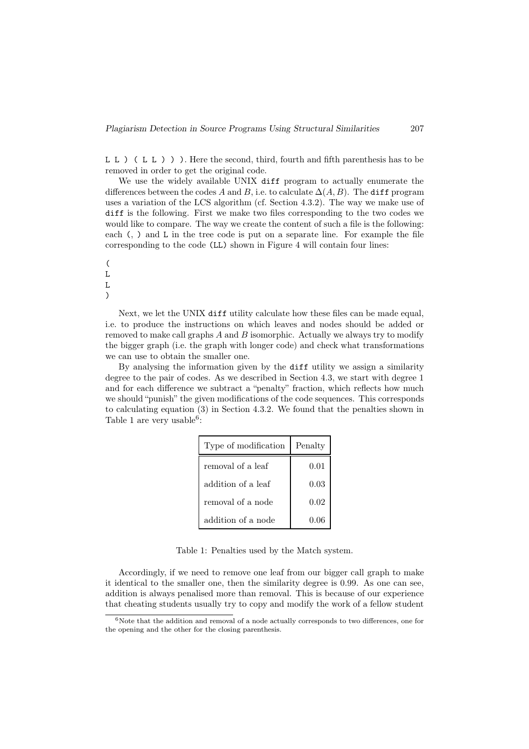`L L ) ( L L ) ) )`. Here the second, third, fourth and fifth parenthesis has to be removed in order to get the original code.

We use the widely available UNIX `diff` program to actually enumerate the differences between the codes $A$ and $B$, i.e. to calculate $\Delta(A, B)$. The `diff` program uses a variation of the LCS algorithm (cf. Section 4.3.2). The way we make use of `diff` is the following. First we make two files corresponding to the two codes we would like to compare. The way we create the content of such a file is the following: each `(`, `)` and `L` in the tree code is put on a separate line. For example the file corresponding to the code `(LL)` shown in Figure 4 will contain four lines:

```
(
L
L
)
```

Next, we let the UNIX `diff` utility calculate how these files can be made equal, i.e. to produce the instructions on which leaves and nodes should be added or removed to make call graphs $A$ and $B$ isomorphic. Actually we always try to modify the bigger graph (i.e. the graph with longer code) and check what transformations we can use to obtain the smaller one.

By analysing the information given by the `diff` utility we assign a similarity degree to the pair of codes. As we described in Section 4.3, we start with degree 1 and for each difference we subtract a "penalty" fraction, which reflects how much we should "punish" the given modifications of the code sequences. This corresponds to calculating equation (3) in Section 4.3.2. We found that the penalties shown in Table 1 are very usable[6]:

| Type of modification | Penalty |
|---|---|
| removal of a leaf | 0.01 |
| addition of a leaf | 0.03 |
| removal of a node | 0.02 |
| addition of a node | 0.06 |

Table 1: Penalties used by the Match system.

Accordingly, if we need to remove one leaf from our bigger call graph to make it identical to the smaller one, then the similarity degree is 0.99. As one can see, addition is always penalised more than removal. This is because of our experience that cheating students usually try to copy and modify the work of a fellow student

[6]Note that the addition and removal of a node actually corresponds to two differences, one for the opening and the other for the closing parenthesis.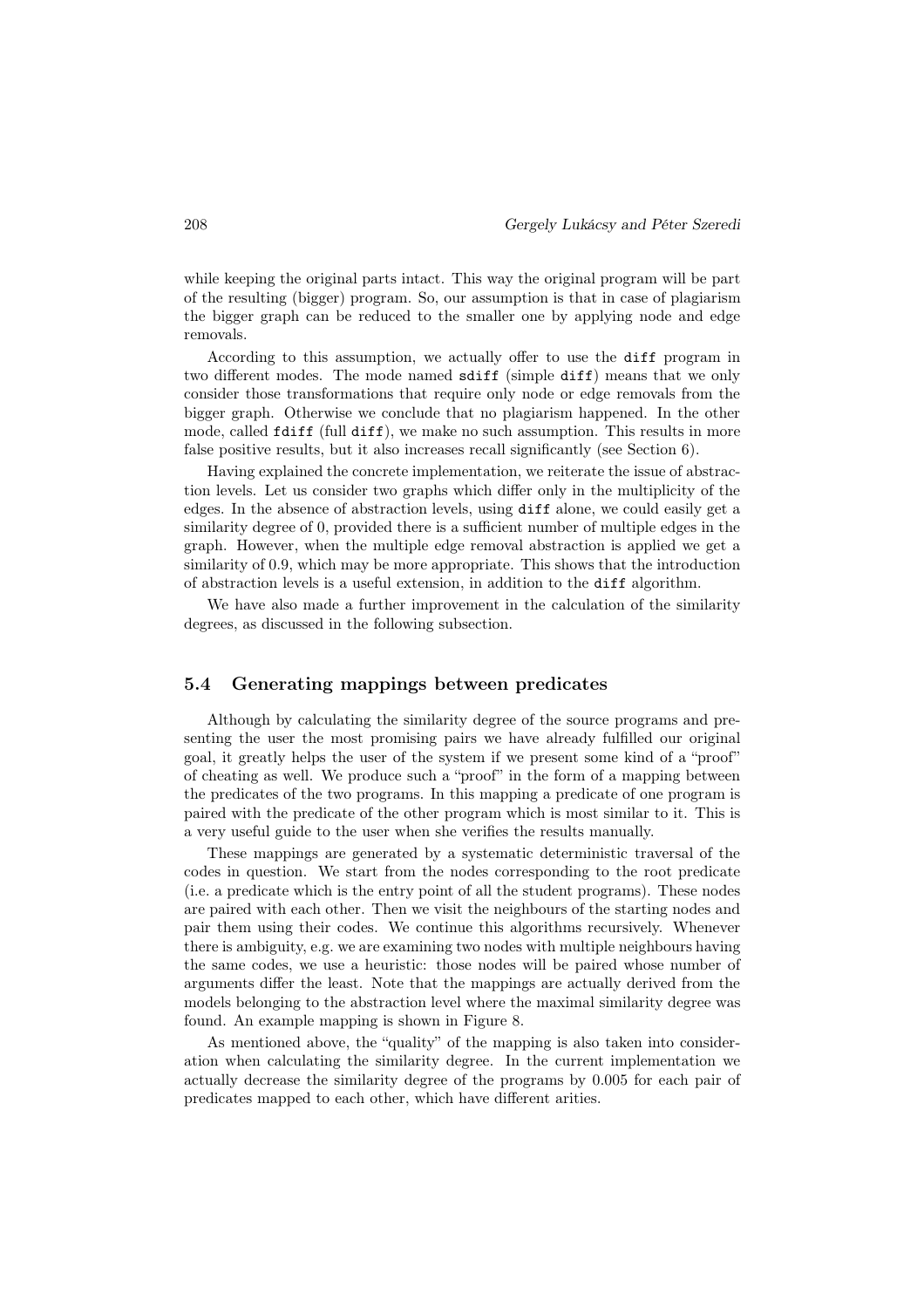while keeping the original parts intact. This way the original program will be part of the resulting (bigger) program. So, our assumption is that in case of plagiarism the bigger graph can be reduced to the smaller one by applying node and edge removals.

According to this assumption, we actually offer to use the `diff` program in two different modes. The mode named `sdiff` (simple `diff`) means that we only consider those transformations that require only node or edge removals from the bigger graph. Otherwise we conclude that no plagiarism happened. In the other mode, called `fdiff` (full `diff`), we make no such assumption. This results in more false positive results, but it also increases recall significantly (see Section 6).

Having explained the concrete implementation, we reiterate the issue of abstraction levels. Let us consider two graphs which differ only in the multiplicity of the edges. In the absence of abstraction levels, using `diff` alone, we could easily get a similarity degree of 0, provided there is a sufficient number of multiple edges in the graph. However, when the multiple edge removal abstraction is applied we get a similarity of 0.9, which may be more appropriate. This shows that the introduction of abstraction levels is a useful extension, in addition to the `diff` algorithm.

We have also made a further improvement in the calculation of the similarity degrees, as discussed in the following subsection.

### 5.4 Generating mappings between predicates

Although by calculating the similarity degree of the source programs and presenting the user the most promising pairs we have already fulfilled our original goal, it greatly helps the user of the system if we present some kind of a "proof" of cheating as well. We produce such a "proof" in the form of a mapping between the predicates of the two programs. In this mapping a predicate of one program is paired with the predicate of the other program which is most similar to it. This is a very useful guide to the user when she verifies the results manually.

These mappings are generated by a systematic deterministic traversal of the codes in question. We start from the nodes corresponding to the root predicate (i.e. a predicate which is the entry point of all the student programs). These nodes are paired with each other. Then we visit the neighbours of the starting nodes and pair them using their codes. We continue this algorithms recursively. Whenever there is ambiguity, e.g. we are examining two nodes with multiple neighbours having the same codes, we use a heuristic: those nodes will be paired whose number of arguments differ the least. Note that the mappings are actually derived from the models belonging to the abstraction level where the maximal similarity degree was found. An example mapping is shown in Figure 8.

As mentioned above, the "quality" of the mapping is also taken into consideration when calculating the similarity degree. In the current implementation we actually decrease the similarity degree of the programs by 0.005 for each pair of predicates mapped to each other, which have different arities.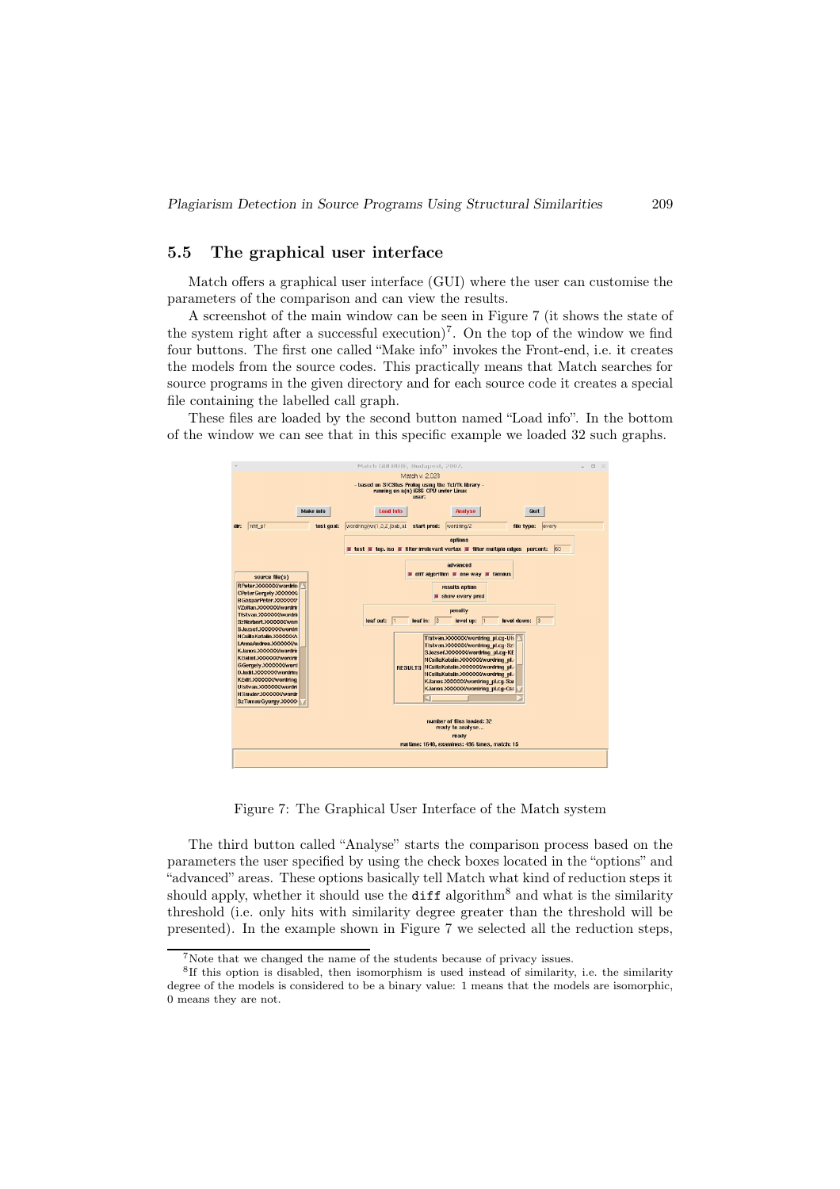## 5.5 The graphical user interface

Match offers a graphical user interface (GUI) where the user can customise the parameters of the comparison and can view the results.

A screenshot of the main window can be seen in Figure 7 (it shows the state of the system right after a successful execution)[7]. On the top of the window we find four buttons. The first one called "Make info" invokes the Front-end, i.e. it creates the models from the source codes. This practically means that Match searches for source programs in the given directory and for each source code it creates a special file containing the labelled call graph.

These files are loaded by the second button named "Load info". In the bottom of the window we can see that in this specific example we loaded 32 such graphs.

Figure 7: The Graphical User Interface of the Match system

The third button called "Analyse" starts the comparison process based on the parameters the user specified by using the check boxes located in the "options" and "advanced" areas. These options basically tell Match what kind of reduction steps it should apply, whether it should use the `diff` algorithm[8] and what is the similarity threshold (i.e. only hits with similarity degree greater than the threshold will be presented). In the example shown in Figure 7 we selected all the reduction steps,

[7]Note that we changed the name of the students because of privacy issues.

[8]If this option is disabled, then isomorphism is used instead of similarity, i.e. the similarity degree of the models is considered to be a binary value: 1 means that the models are isomorphic, 0 means they are not.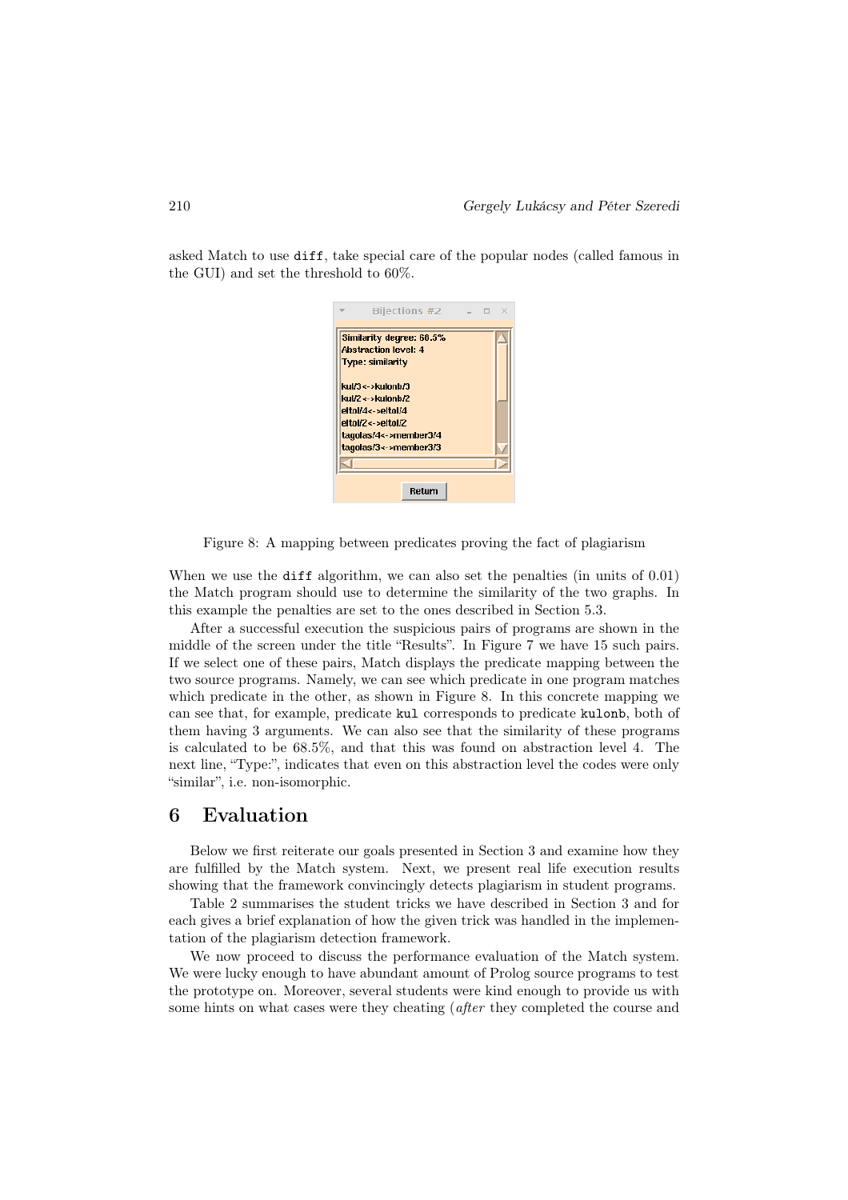asked Match to use `diff`, take special care of the popular nodes (called famous in the GUI) and set the threshold to 60%.

Bijections #2

Similarity degree: 68.5%
Abstraction level: 4
Type: similarity

kul/3<->kulonb/3
kul/2<->kulonb/2
eltol/4<->eltol/4
eltol/2<->eltol/2
tagolas/4<->member3/4
tagolas/3<->member3/3

Return

Figure 8: A mapping between predicates proving the fact of plagiarism

When we use the `diff` algorithm, we can also set the penalties (in units of 0.01) the Match program should use to determine the similarity of the two graphs. In this example the penalties are set to the ones described in Section 5.3.

After a successful execution the suspicious pairs of programs are shown in the middle of the screen under the title "Results". In Figure 7 we have 15 such pairs. If we select one of these pairs, Match displays the predicate mapping between the two source programs. Namely, we can see which predicate in one program matches which predicate in the other, as shown in Figure 8. In this concrete mapping we can see that, for example, predicate `kul` corresponds to predicate `kulonb`, both of them having 3 arguments. We can also see that the similarity of these programs is calculated to be 68.5%, and that this was found on abstraction level 4. The next line, "Type:", indicates that even on this abstraction level the codes were only "similar", i.e. non-isomorphic.

# 6 Evaluation

Below we first reiterate our goals presented in Section 3 and examine how they are fulfilled by the Match system. Next, we present real life execution results showing that the framework convincingly detects plagiarism in student programs.

Table 2 summarises the student tricks we have described in Section 3 and for each gives a brief explanation of how the given trick was handled in the implementation of the plagiarism detection framework.

We now proceed to discuss the performance evaluation of the Match system. We were lucky enough to have abundant amount of Prolog source programs to test the prototype on. Moreover, several students were kind enough to provide us with some hints on what cases were they cheating (*after* they completed the course and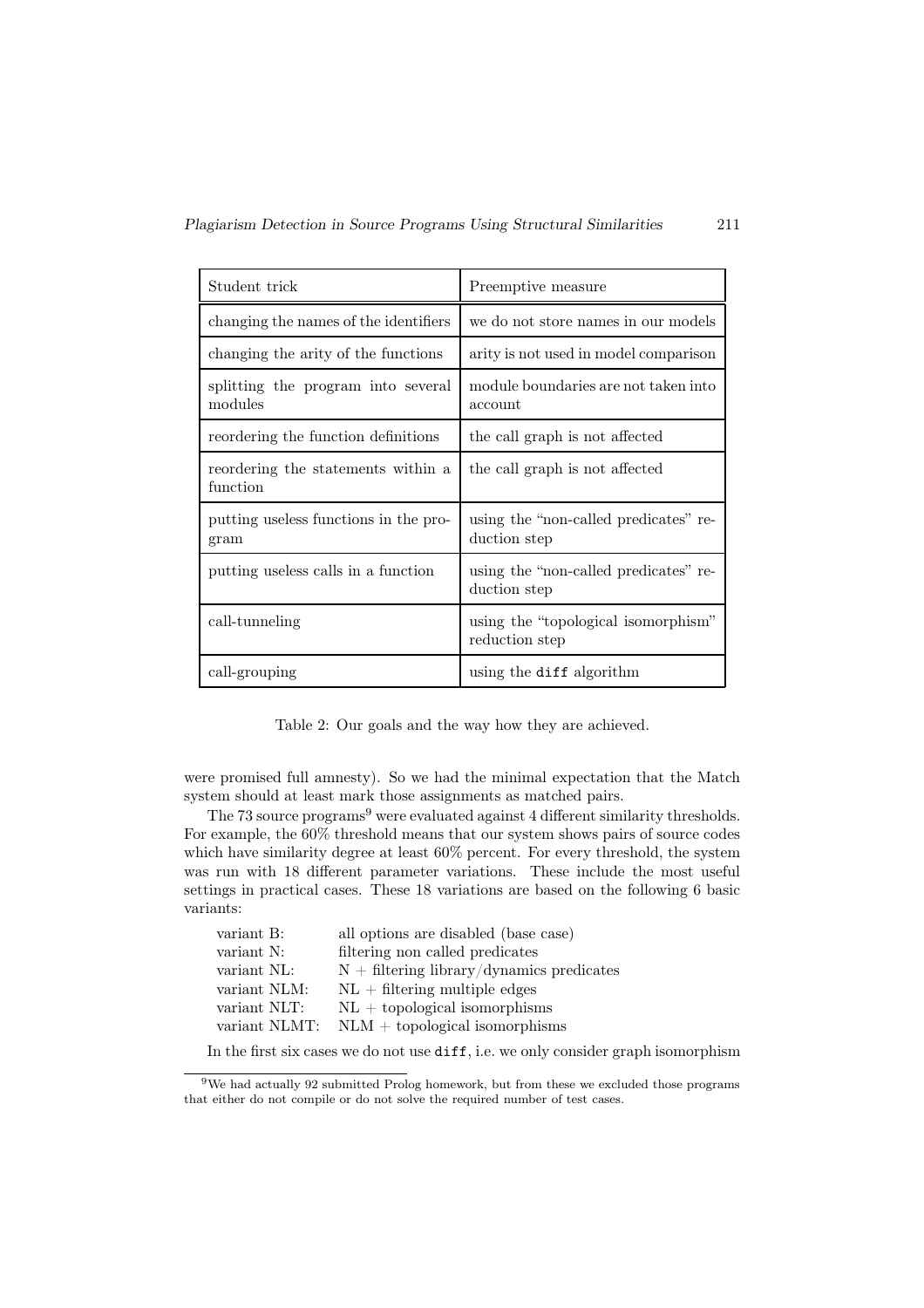| Student trick | Preemptive measure |
|---|---|
| changing the names of the identifiers | we do not store names in our models |
| changing the arity of the functions | arity is not used in model comparison |
| splitting the program into several modules | module boundaries are not taken into account |
| reordering the function definitions | the call graph is not affected |
| reordering the statements within a function | the call graph is not affected |
| putting useless functions in the program | using the "non-called predicates" reduction step |
| putting useless calls in a function | using the "non-called predicates" reduction step |
| call-tunneling | using the "topological isomorphism" reduction step |
| call-grouping | using the `diff` algorithm |

Table 2: Our goals and the way how they are achieved.

were promised full amnesty). So we had the minimal expectation that the Match system should at least mark those assignments as matched pairs.

The 73 source programs[9] were evaluated against 4 different similarity thresholds. For example, the 60% threshold means that our system shows pairs of source codes which have similarity degree at least 60% percent. For every threshold, the system was run with 18 different parameter variations. These include the most useful settings in practical cases. These 18 variations are based on the following 6 basic variants:

| | |
|---|---|
| variant B: | all options are disabled (base case) |
| variant N: | filtering non called predicates |
| variant NL: | N + filtering library/dynamics predicates |
| variant NLM: | NL + filtering multiple edges |
| variant NLT: | NL + topological isomorphisms |
| variant NLMT: | NLM + topological isomorphisms |

In the first six cases we do not use `diff`, i.e. we only consider graph isomorphism

[9] We had actually 92 submitted Prolog homework, but from these we excluded those programs that either do not compile or do not solve the required number of test cases.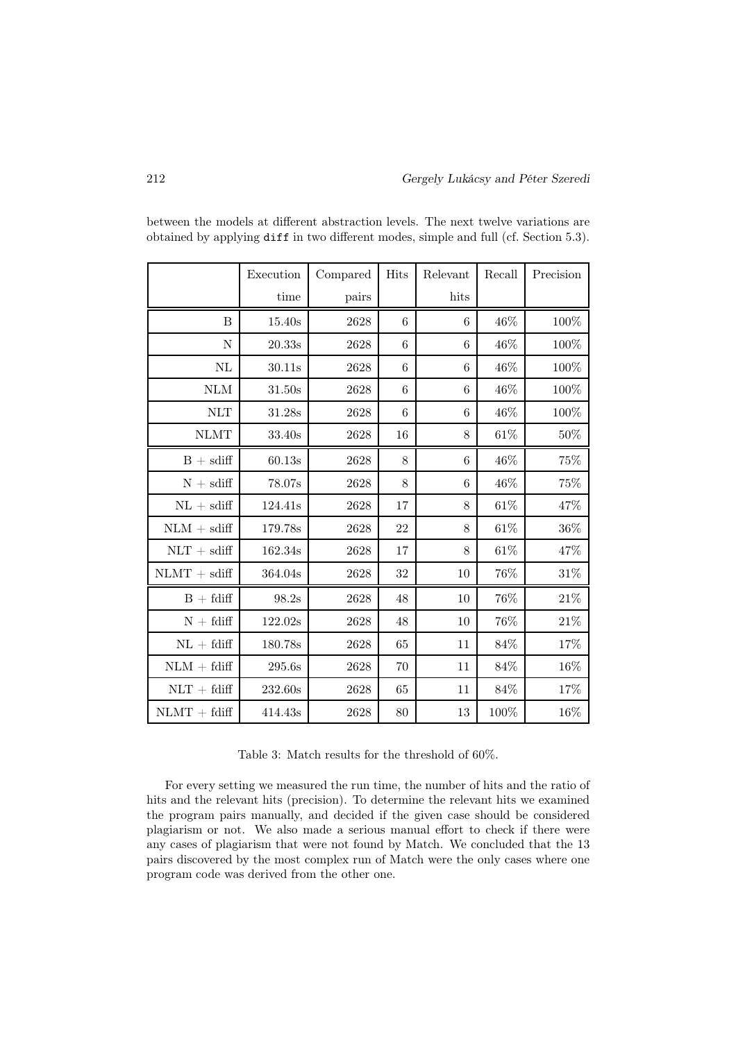between the models at different abstraction levels. The next twelve variations are obtained by applying `diff` in two different modes, simple and full (cf. Section 5.3).

| | Execution time | Compared pairs | Hits | Relevant hits | Recall | Precision |
|---|---|---|---|---|---|---|
| B | 15.40s | 2628 | 6 | 6 | 46% | 100% |
| N | 20.33s | 2628 | 6 | 6 | 46% | 100% |
| NL | 30.11s | 2628 | 6 | 6 | 46% | 100% |
| NLM | 31.50s | 2628 | 6 | 6 | 46% | 100% |
| NLT | 31.28s | 2628 | 6 | 6 | 46% | 100% |
| NLMT | 33.40s | 2628 | 16 | 8 | 61% | 50% |
| B + sdiff | 60.13s | 2628 | 8 | 6 | 46% | 75% |
| N + sdiff | 78.07s | 2628 | 8 | 6 | 46% | 75% |
| NL + sdiff | 124.41s | 2628 | 17 | 8 | 61% | 47% |
| NLM + sdiff | 179.78s | 2628 | 22 | 8 | 61% | 36% |
| NLT + sdiff | 162.34s | 2628 | 17 | 8 | 61% | 47% |
| NLMT + sdiff | 364.04s | 2628 | 32 | 10 | 76% | 31% |
| B + fdiff | 98.2s | 2628 | 48 | 10 | 76% | 21% |
| N + fdiff | 122.02s | 2628 | 48 | 10 | 76% | 21% |
| NL + fdiff | 180.78s | 2628 | 65 | 11 | 84% | 17% |
| NLM + fdiff | 295.6s | 2628 | 70 | 11 | 84% | 16% |
| NLT + fdiff | 232.60s | 2628 | 65 | 11 | 84% | 17% |
| NLMT + fdiff | 414.43s | 2628 | 80 | 13 | 100% | 16% |

Table 3: Match results for the threshold of 60%.

For every setting we measured the run time, the number of hits and the ratio of hits and the relevant hits (precision). To determine the relevant hits we examined the program pairs manually, and decided if the given case should be considered plagiarism or not. We also made a serious manual effort to check if there were any cases of plagiarism that were not found by Match. We concluded that the 13 pairs discovered by the most complex run of Match were the only cases where one program code was derived from the other one.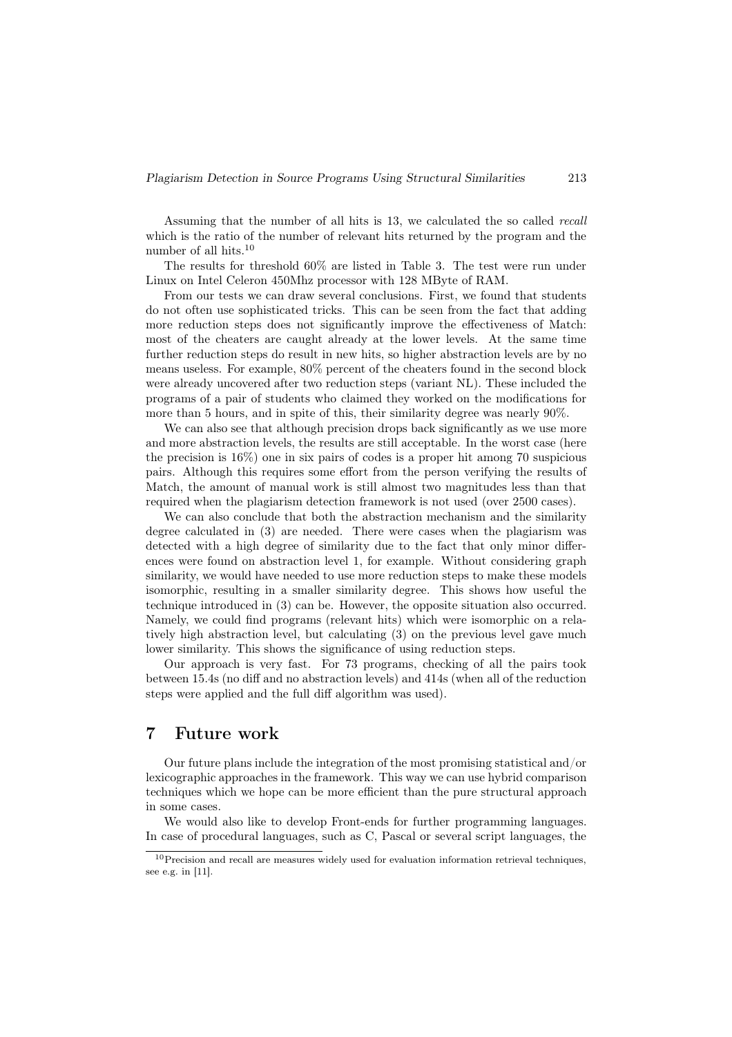Assuming that the number of all hits is 13, we calculated the so called *recall* which is the ratio of the number of relevant hits returned by the program and the number of all hits.[10]

The results for threshold 60% are listed in Table 3. The test were run under Linux on Intel Celeron 450Mhz processor with 128 MByte of RAM.

From our tests we can draw several conclusions. First, we found that students do not often use sophisticated tricks. This can be seen from the fact that adding more reduction steps does not significantly improve the effectiveness of Match: most of the cheaters are caught already at the lower levels. At the same time further reduction steps do result in new hits, so higher abstraction levels are by no means useless. For example, 80% percent of the cheaters found in the second block were already uncovered after two reduction steps (variant NL). These included the programs of a pair of students who claimed they worked on the modifications for more than 5 hours, and in spite of this, their similarity degree was nearly 90%.

We can also see that although precision drops back significantly as we use more and more abstraction levels, the results are still acceptable. In the worst case (here the precision is 16%) one in six pairs of codes is a proper hit among 70 suspicious pairs. Although this requires some effort from the person verifying the results of Match, the amount of manual work is still almost two magnitudes less than that required when the plagiarism detection framework is not used (over 2500 cases).

We can also conclude that both the abstraction mechanism and the similarity degree calculated in (3) are needed. There were cases when the plagiarism was detected with a high degree of similarity due to the fact that only minor differences were found on abstraction level 1, for example. Without considering graph similarity, we would have needed to use more reduction steps to make these models isomorphic, resulting in a smaller similarity degree. This shows how useful the technique introduced in (3) can be. However, the opposite situation also occurred. Namely, we could find programs (relevant hits) which were isomorphic on a relatively high abstraction level, but calculating (3) on the previous level gave much lower similarity. This shows the significance of using reduction steps.

Our approach is very fast. For 73 programs, checking of all the pairs took between 15.4s (no diff and no abstraction levels) and 414s (when all of the reduction steps were applied and the full diff algorithm was used).

## 7 Future work

Our future plans include the integration of the most promising statistical and/or lexicographic approaches in the framework. This way we can use hybrid comparison techniques which we hope can be more efficient than the pure structural approach in some cases.

We would also like to develop Front-ends for further programming languages. In case of procedural languages, such as C, Pascal or several script languages, the

[10] Precision and recall are measures widely used for evaluation information retrieval techniques, see e.g. in [11].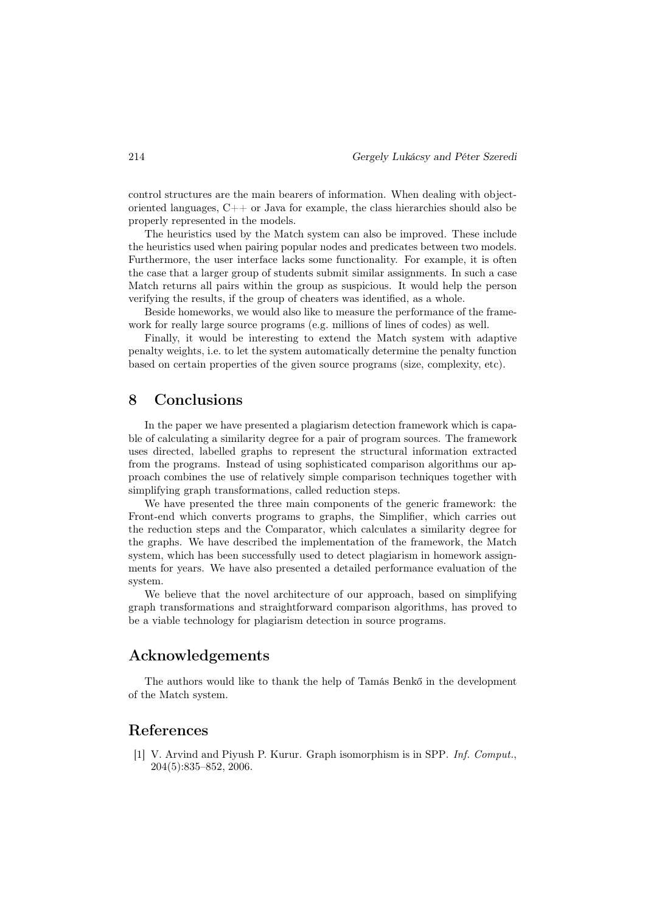control structures are the main bearers of information. When dealing with object-oriented languages, C++ or Java for example, the class hierarchies should also be properly represented in the models.

The heuristics used by the Match system can also be improved. These include the heuristics used when pairing popular nodes and predicates between two models. Furthermore, the user interface lacks some functionality. For example, it is often the case that a larger group of students submit similar assignments. In such a case Match returns all pairs within the group as suspicious. It would help the person verifying the results, if the group of cheaters was identified, as a whole.

Beside homeworks, we would also like to measure the performance of the framework for really large source programs (e.g. millions of lines of codes) as well.

Finally, it would be interesting to extend the Match system with adaptive penalty weights, i.e. to let the system automatically determine the penalty function based on certain properties of the given source programs (size, complexity, etc).

## 8 Conclusions

In the paper we have presented a plagiarism detection framework which is capable of calculating a similarity degree for a pair of program sources. The framework uses directed, labelled graphs to represent the structural information extracted from the programs. Instead of using sophisticated comparison algorithms our approach combines the use of relatively simple comparison techniques together with simplifying graph transformations, called reduction steps.

We have presented the three main components of the generic framework: the Front-end which converts programs to graphs, the Simplifier, which carries out the reduction steps and the Comparator, which calculates a similarity degree for the graphs. We have described the implementation of the framework, the Match system, which has been successfully used to detect plagiarism in homework assignments for years. We have also presented a detailed performance evaluation of the system.

We believe that the novel architecture of our approach, based on simplifying graph transformations and straightforward comparison algorithms, has proved to be a viable technology for plagiarism detection in source programs.

## Acknowledgements

The authors would like to thank the help of Tamás Benkő in the development of the Match system.

## References

[1] V. Arvind and Piyush P. Kurur. Graph isomorphism is in SPP. *Inf. Comput.*, 204(5):835–852, 2006.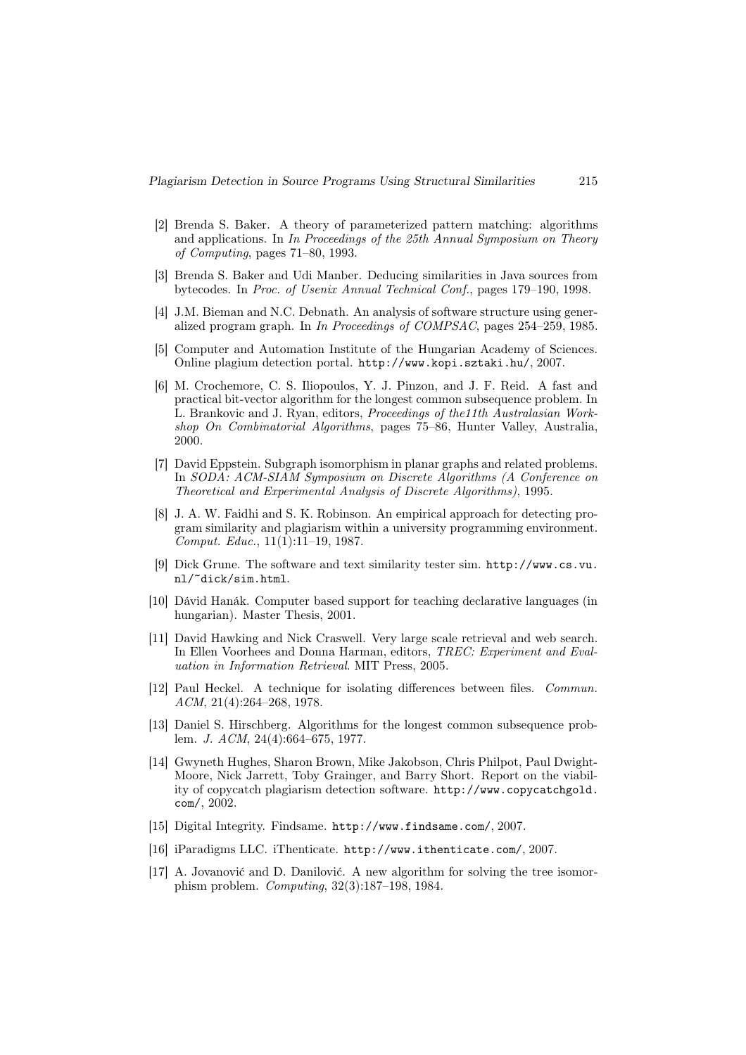[2] Brenda S. Baker. A theory of parameterized pattern matching: algorithms and applications. In *In Proceedings of the 25th Annual Symposium on Theory of Computing*, pages 71–80, 1993.

[3] Brenda S. Baker and Udi Manber. Deducing similarities in Java sources from bytecodes. In *Proc. of Usenix Annual Technical Conf.*, pages 179–190, 1998.

[4] J.M. Bieman and N.C. Debnath. An analysis of software structure using generalized program graph. In *In Proceedings of COMPSAC*, pages 254–259, 1985.

[5] Computer and Automation Institute of the Hungarian Academy of Sciences. Online plagium detection portal. `http://www.kopi.sztaki.hu/`, 2007.

[6] M. Crochemore, C. S. Iliopoulos, Y. J. Pinzon, and J. F. Reid. A fast and practical bit-vector algorithm for the longest common subsequence problem. In L. Brankovic and J. Ryan, editors, *Proceedings of the11th Australasian Workshop On Combinatorial Algorithms*, pages 75–86, Hunter Valley, Australia, 2000.

[7] David Eppstein. Subgraph isomorphism in planar graphs and related problems. In *SODA: ACM-SIAM Symposium on Discrete Algorithms (A Conference on Theoretical and Experimental Analysis of Discrete Algorithms)*, 1995.

[8] J. A. W. Faidhi and S. K. Robinson. An empirical approach for detecting program similarity and plagiarism within a university programming environment. *Comput. Educ.*, 11(1):11–19, 1987.

[9] Dick Grune. The software and text similarity tester sim. `http://www.cs.vu.nl/~dick/sim.html`.

[10] Dávid Hanák. Computer based support for teaching declarative languages (in hungarian). Master Thesis, 2001.

[11] David Hawking and Nick Craswell. Very large scale retrieval and web search. In Ellen Voorhees and Donna Harman, editors, *TREC: Experiment and Evaluation in Information Retrieval*. MIT Press, 2005.

[12] Paul Heckel. A technique for isolating differences between files. *Commun. ACM*, 21(4):264–268, 1978.

[13] Daniel S. Hirschberg. Algorithms for the longest common subsequence problem. *J. ACM*, 24(4):664–675, 1977.

[14] Gwyneth Hughes, Sharon Brown, Mike Jakobson, Chris Philpot, Paul Dwight-Moore, Nick Jarrett, Toby Grainger, and Barry Short. Report on the viability of copycatch plagiarism detection software. `http://www.copycatchgold.com/`, 2002.

[15] Digital Integrity. Findsame. `http://www.findsame.com/`, 2007.

[16] iParadigms LLC. iThenticate. `http://www.ithenticate.com/`, 2007.

[17] A. Jovanović and D. Danilović. A new algorithm for solving the tree isomorphism problem. *Computing*, 32(3):187–198, 1984.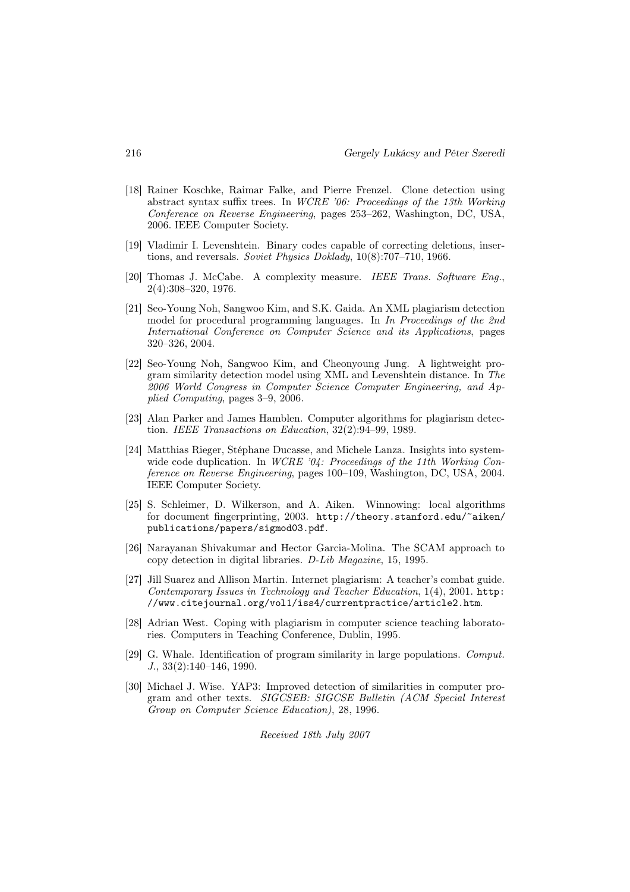[18] Rainer Koschke, Raimar Falke, and Pierre Frenzel. Clone detection using abstract syntax suffix trees. In *WCRE '06: Proceedings of the 13th Working Conference on Reverse Engineering*, pages 253–262, Washington, DC, USA, 2006. IEEE Computer Society.

[19] Vladimir I. Levenshtein. Binary codes capable of correcting deletions, insertions, and reversals. *Soviet Physics Doklady*, 10(8):707–710, 1966.

[20] Thomas J. McCabe. A complexity measure. *IEEE Trans. Software Eng.*, 2(4):308–320, 1976.

[21] Seo-Young Noh, Sangwoo Kim, and S.K. Gaida. An XML plagiarism detection model for procedural programming languages. In *In Proceedings of the 2nd International Conference on Computer Science and its Applications*, pages 320–326, 2004.

[22] Seo-Young Noh, Sangwoo Kim, and Cheonyoung Jung. A lightweight program similarity detection model using XML and Levenshtein distance. In *The 2006 World Congress in Computer Science Computer Engineering, and Applied Computing*, pages 3–9, 2006.

[23] Alan Parker and James Hamblen. Computer algorithms for plagiarism detection. *IEEE Transactions on Education*, 32(2):94–99, 1989.

[24] Matthias Rieger, Stéphane Ducasse, and Michele Lanza. Insights into system-wide code duplication. In *WCRE '04: Proceedings of the 11th Working Conference on Reverse Engineering*, pages 100–109, Washington, DC, USA, 2004. IEEE Computer Society.

[25] S. Schleimer, D. Wilkerson, and A. Aiken. Winnowing: local algorithms for document fingerprinting, 2003. `http://theory.stanford.edu/~aiken/publications/papers/sigmod03.pdf`.

[26] Narayanan Shivakumar and Hector Garcia-Molina. The SCAM approach to copy detection in digital libraries. *D-Lib Magazine*, 15, 1995.

[27] Jill Suarez and Allison Martin. Internet plagiarism: A teacher's combat guide. *Contemporary Issues in Technology and Teacher Education*, 1(4), 2001. `http://www.citejournal.org/vol1/iss4/currentpractice/article2.htm`.

[28] Adrian West. Coping with plagiarism in computer science teaching laboratories. Computers in Teaching Conference, Dublin, 1995.

[29] G. Whale. Identification of program similarity in large populations. *Comput. J.*, 33(2):140–146, 1990.

[30] Michael J. Wise. YAP3: Improved detection of similarities in computer program and other texts. *SIGCSEB: SIGCSE Bulletin (ACM Special Interest Group on Computer Science Education)*, 28, 1996.

*Received 18th July 2007*